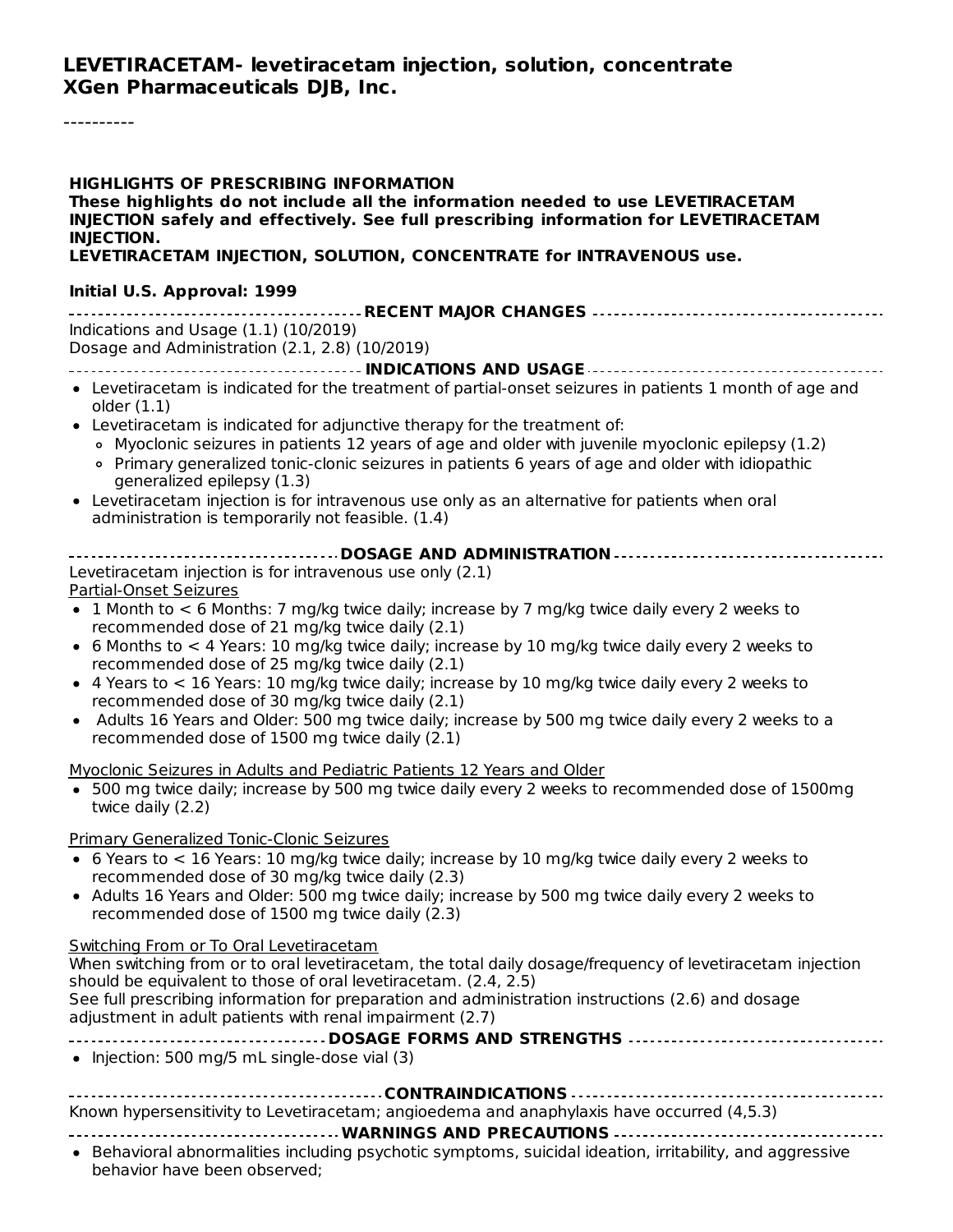# LEVETIRACETAM- levetiracetam injection, solution, concentrate
# XGen Pharmaceuticals DJB, Inc.

----------

**HIGHLIGHTS OF PRESCRIBING INFORMATION**
**These highlights do not include all the information needed to use LEVETIRACETAM INJECTION safely and effectively. See full prescribing information for LEVETIRACETAM INJECTION.**
**LEVETIRACETAM INJECTION, SOLUTION, CONCENTRATE for INTRAVENOUS use.**

**Initial U.S. Approval: 1999**

**RECENT MAJOR CHANGES**

Indications and Usage (1.1) (10/2019)
Dosage and Administration (2.1, 2.8) (10/2019)

**INDICATIONS AND USAGE**

- Levetiracetam is indicated for the treatment of partial-onset seizures in patients 1 month of age and older (1.1)
- Levetiracetam is indicated for adjunctive therapy for the treatment of:
  - Myoclonic seizures in patients 12 years of age and older with juvenile myoclonic epilepsy (1.2)
  - Primary generalized tonic-clonic seizures in patients 6 years of age and older with idiopathic generalized epilepsy (1.3)
- Levetiracetam injection is for intravenous use only as an alternative for patients when oral administration is temporarily not feasible. (1.4)

**DOSAGE AND ADMINISTRATION**

Levetiracetam injection is for intravenous use only (2.1)

Partial-Onset Seizures

- 1 Month to < 6 Months: 7 mg/kg twice daily; increase by 7 mg/kg twice daily every 2 weeks to recommended dose of 21 mg/kg twice daily (2.1)
- 6 Months to < 4 Years: 10 mg/kg twice daily; increase by 10 mg/kg twice daily every 2 weeks to recommended dose of 25 mg/kg twice daily (2.1)
- 4 Years to < 16 Years: 10 mg/kg twice daily; increase by 10 mg/kg twice daily every 2 weeks to recommended dose of 30 mg/kg twice daily (2.1)
- Adults 16 Years and Older: 500 mg twice daily; increase by 500 mg twice daily every 2 weeks to a recommended dose of 1500 mg twice daily (2.1)

Myoclonic Seizures in Adults and Pediatric Patients 12 Years and Older

- 500 mg twice daily; increase by 500 mg twice daily every 2 weeks to recommended dose of 1500mg twice daily (2.2)

Primary Generalized Tonic-Clonic Seizures

- 6 Years to < 16 Years: 10 mg/kg twice daily; increase by 10 mg/kg twice daily every 2 weeks to recommended dose of 30 mg/kg twice daily (2.3)
- Adults 16 Years and Older: 500 mg twice daily; increase by 500 mg twice daily every 2 weeks to recommended dose of 1500 mg twice daily (2.3)

Switching From or To Oral Levetiracetam

When switching from or to oral levetiracetam, the total daily dosage/frequency of levetiracetam injection should be equivalent to those of oral levetiracetam. (2.4, 2.5)
See full prescribing information for preparation and administration instructions (2.6) and dosage adjustment in adult patients with renal impairment (2.7)

**DOSAGE FORMS AND STRENGTHS**

- Injection: 500 mg/5 mL single-dose vial (3)

**CONTRAINDICATIONS**

Known hypersensitivity to Levetiracetam; angioedema and anaphylaxis have occurred (4,5.3)

**WARNINGS AND PRECAUTIONS**

- Behavioral abnormalities including psychotic symptoms, suicidal ideation, irritability, and aggressive behavior have been observed;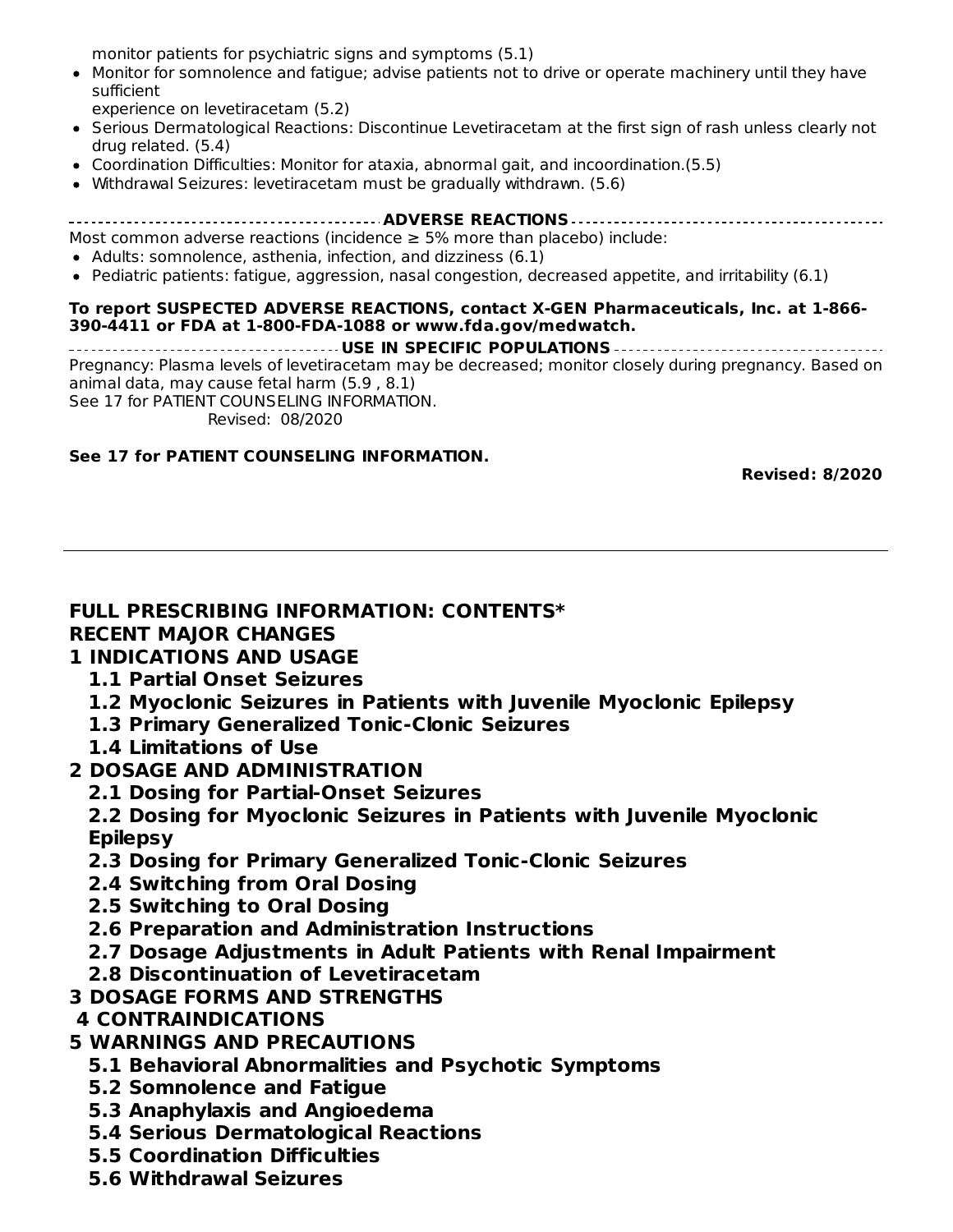monitor patients for psychiatric signs and symptoms (5.1)

- Monitor for somnolence and fatigue; advise patients not to drive or operate machinery until they have sufficient experience on levetiracetam (5.2)
- Serious Dermatological Reactions: Discontinue Levetiracetam at the first sign of rash unless clearly not drug related. (5.4)
- Coordination Difficulties: Monitor for ataxia, abnormal gait, and incoordination.(5.5)
- Withdrawal Seizures: levetiracetam must be gradually withdrawn. (5.6)

**ADVERSE REACTIONS**

Most common adverse reactions (incidence ≥ 5% more than placebo) include:

- Adults: somnolence, asthenia, infection, and dizziness (6.1)
- Pediatric patients: fatigue, aggression, nasal congestion, decreased appetite, and irritability (6.1)

**To report SUSPECTED ADVERSE REACTIONS, contact X-GEN Pharmaceuticals, Inc. at 1-866-390-4411 or FDA at 1-800-FDA-1088 or www.fda.gov/medwatch.**

**USE IN SPECIFIC POPULATIONS**

Pregnancy: Plasma levels of levetiracetam may be decreased; monitor closely during pregnancy. Based on animal data, may cause fetal harm (5.9 , 8.1)

See 17 for PATIENT COUNSELING INFORMATION.

Revised: 08/2020

**See 17 for PATIENT COUNSELING INFORMATION.**

**Revised: 8/2020**

---

## FULL PRESCRIBING INFORMATION: CONTENTS*

**RECENT MAJOR CHANGES**

**1 INDICATIONS AND USAGE**

- **1.1 Partial Onset Seizures**
- **1.2 Myoclonic Seizures in Patients with Juvenile Myoclonic Epilepsy**
- **1.3 Primary Generalized Tonic-Clonic Seizures**
- **1.4 Limitations of Use**

**2 DOSAGE AND ADMINISTRATION**

- **2.1 Dosing for Partial-Onset Seizures**
- **2.2 Dosing for Myoclonic Seizures in Patients with Juvenile Myoclonic Epilepsy**
- **2.3 Dosing for Primary Generalized Tonic-Clonic Seizures**
- **2.4 Switching from Oral Dosing**
- **2.5 Switching to Oral Dosing**
- **2.6 Preparation and Administration Instructions**
- **2.7 Dosage Adjustments in Adult Patients with Renal Impairment**
- **2.8 Discontinuation of Levetiracetam**

**3 DOSAGE FORMS AND STRENGTHS**

**4 CONTRAINDICATIONS**

**5 WARNINGS AND PRECAUTIONS**

- **5.1 Behavioral Abnormalities and Psychotic Symptoms**
- **5.2 Somnolence and Fatigue**
- **5.3 Anaphylaxis and Angioedema**
- **5.4 Serious Dermatological Reactions**
- **5.5 Coordination Difficulties**
- **5.6 Withdrawal Seizures**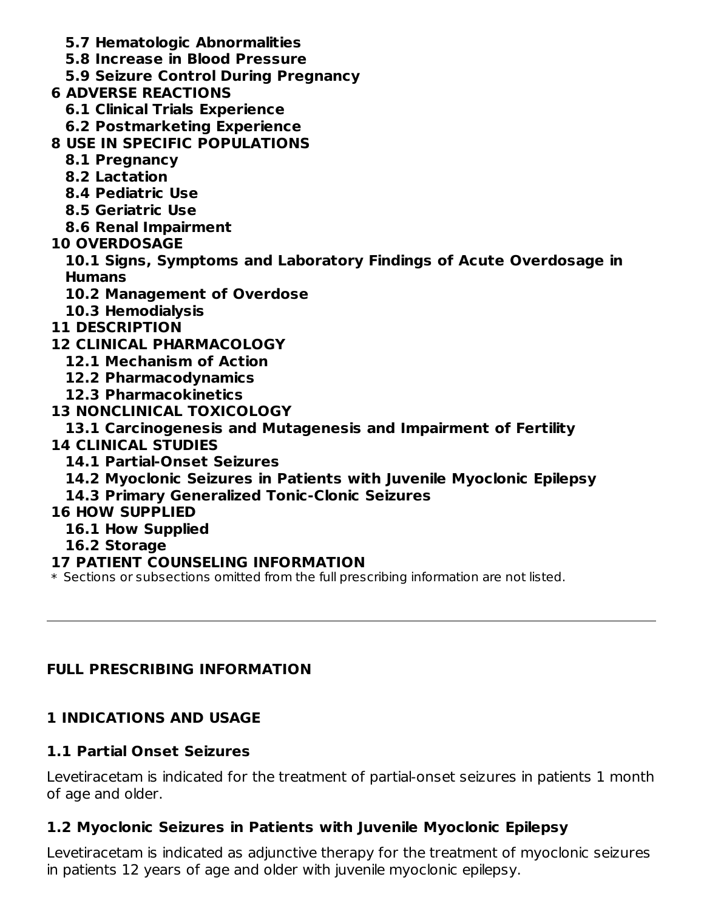**5.7 Hematologic Abnormalities**
**5.8 Increase in Blood Pressure**
**5.9 Seizure Control During Pregnancy**

**6 ADVERSE REACTIONS**
**6.1 Clinical Trials Experience**
**6.2 Postmarketing Experience**

**8 USE IN SPECIFIC POPULATIONS**
**8.1 Pregnancy**
**8.2 Lactation**
**8.4 Pediatric Use**
**8.5 Geriatric Use**
**8.6 Renal Impairment**

**10 OVERDOSAGE**
**10.1 Signs, Symptoms and Laboratory Findings of Acute Overdosage in Humans**
**10.2 Management of Overdose**
**10.3 Hemodialysis**

**11 DESCRIPTION**

**12 CLINICAL PHARMACOLOGY**
**12.1 Mechanism of Action**
**12.2 Pharmacodynamics**
**12.3 Pharmacokinetics**

**13 NONCLINICAL TOXICOLOGY**
**13.1 Carcinogenesis and Mutagenesis and Impairment of Fertility**

**14 CLINICAL STUDIES**
**14.1 Partial-Onset Seizures**
**14.2 Myoclonic Seizures in Patients with Juvenile Myoclonic Epilepsy**
**14.3 Primary Generalized Tonic-Clonic Seizures**

**16 HOW SUPPLIED**
**16.1 How Supplied**
**16.2 Storage**

**17 PATIENT COUNSELING INFORMATION**

* Sections or subsections omitted from the full prescribing information are not listed.

---

## FULL PRESCRIBING INFORMATION

## 1 INDICATIONS AND USAGE

### 1.1 Partial Onset Seizures

Levetiracetam is indicated for the treatment of partial-onset seizures in patients 1 month of age and older.

### 1.2 Myoclonic Seizures in Patients with Juvenile Myoclonic Epilepsy

Levetiracetam is indicated as adjunctive therapy for the treatment of myoclonic seizures in patients 12 years of age and older with juvenile myoclonic epilepsy.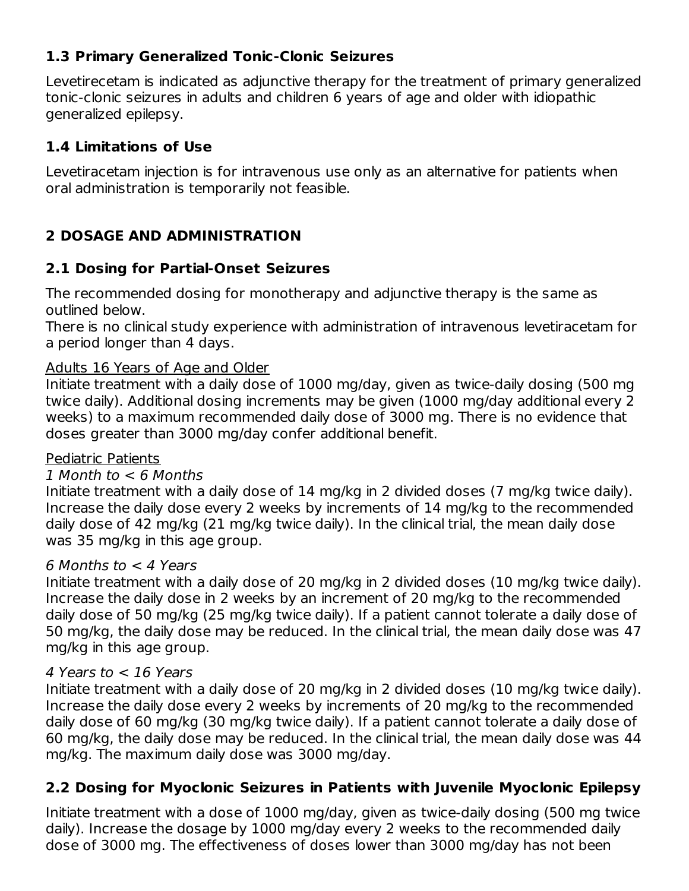### 1.3 Primary Generalized Tonic-Clonic Seizures

Levetirecetam is indicated as adjunctive therapy for the treatment of primary generalized tonic-clonic seizures in adults and children 6 years of age and older with idiopathic generalized epilepsy.

### 1.4 Limitations of Use

Levetiracetam injection is for intravenous use only as an alternative for patients when oral administration is temporarily not feasible.

## 2 DOSAGE AND ADMINISTRATION

### 2.1 Dosing for Partial-Onset Seizures

The recommended dosing for monotherapy and adjunctive therapy is the same as outlined below.
There is no clinical study experience with administration of intravenous levetiracetam for a period longer than 4 days.

Adults 16 Years of Age and Older
Initiate treatment with a daily dose of 1000 mg/day, given as twice-daily dosing (500 mg twice daily). Additional dosing increments may be given (1000 mg/day additional every 2 weeks) to a maximum recommended daily dose of 3000 mg. There is no evidence that doses greater than 3000 mg/day confer additional benefit.

Pediatric Patients
*1 Month to < 6 Months*
Initiate treatment with a daily dose of 14 mg/kg in 2 divided doses (7 mg/kg twice daily). Increase the daily dose every 2 weeks by increments of 14 mg/kg to the recommended daily dose of 42 mg/kg (21 mg/kg twice daily). In the clinical trial, the mean daily dose was 35 mg/kg in this age group.

*6 Months to < 4 Years*
Initiate treatment with a daily dose of 20 mg/kg in 2 divided doses (10 mg/kg twice daily). Increase the daily dose in 2 weeks by an increment of 20 mg/kg to the recommended daily dose of 50 mg/kg (25 mg/kg twice daily). If a patient cannot tolerate a daily dose of 50 mg/kg, the daily dose may be reduced. In the clinical trial, the mean daily dose was 47 mg/kg in this age group.

*4 Years to < 16 Years*
Initiate treatment with a daily dose of 20 mg/kg in 2 divided doses (10 mg/kg twice daily). Increase the daily dose every 2 weeks by increments of 20 mg/kg to the recommended daily dose of 60 mg/kg (30 mg/kg twice daily). If a patient cannot tolerate a daily dose of 60 mg/kg, the daily dose may be reduced. In the clinical trial, the mean daily dose was 44 mg/kg. The maximum daily dose was 3000 mg/day.

### 2.2 Dosing for Myoclonic Seizures in Patients with Juvenile Myoclonic Epilepsy

Initiate treatment with a dose of 1000 mg/day, given as twice-daily dosing (500 mg twice daily). Increase the dosage by 1000 mg/day every 2 weeks to the recommended daily dose of 3000 mg. The effectiveness of doses lower than 3000 mg/day has not been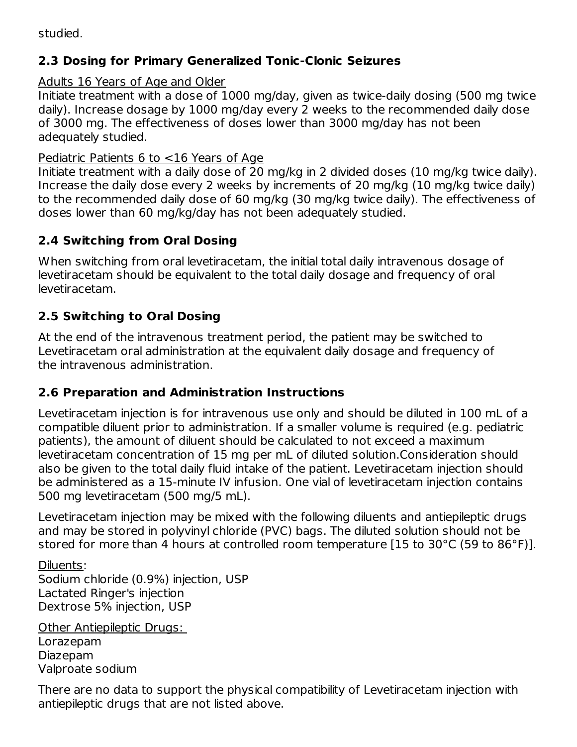studied.

## 2.3 Dosing for Primary Generalized Tonic-Clonic Seizures

Adults 16 Years of Age and Older

Initiate treatment with a dose of 1000 mg/day, given as twice-daily dosing (500 mg twice daily). Increase dosage by 1000 mg/day every 2 weeks to the recommended daily dose of 3000 mg. The effectiveness of doses lower than 3000 mg/day has not been adequately studied.

Pediatric Patients 6 to <16 Years of Age

Initiate treatment with a daily dose of 20 mg/kg in 2 divided doses (10 mg/kg twice daily). Increase the daily dose every 2 weeks by increments of 20 mg/kg (10 mg/kg twice daily) to the recommended daily dose of 60 mg/kg (30 mg/kg twice daily). The effectiveness of doses lower than 60 mg/kg/day has not been adequately studied.

## 2.4 Switching from Oral Dosing

When switching from oral levetiracetam, the initial total daily intravenous dosage of levetiracetam should be equivalent to the total daily dosage and frequency of oral levetiracetam.

## 2.5 Switching to Oral Dosing

At the end of the intravenous treatment period, the patient may be switched to Levetiracetam oral administration at the equivalent daily dosage and frequency of the intravenous administration.

## 2.6 Preparation and Administration Instructions

Levetiracetam injection is for intravenous use only and should be diluted in 100 mL of a compatible diluent prior to administration. If a smaller volume is required (e.g. pediatric patients), the amount of diluent should be calculated to not exceed a maximum levetiracetam concentration of 15 mg per mL of diluted solution.Consideration should also be given to the total daily fluid intake of the patient. Levetiracetam injection should be administered as a 15-minute IV infusion. One vial of levetiracetam injection contains 500 mg levetiracetam (500 mg/5 mL).

Levetiracetam injection may be mixed with the following diluents and antiepileptic drugs and may be stored in polyvinyl chloride (PVC) bags. The diluted solution should not be stored for more than 4 hours at controlled room temperature [15 to 30°C (59 to 86°F)].

Diluents:
Sodium chloride (0.9%) injection, USP
Lactated Ringer's injection
Dextrose 5% injection, USP

Other Antiepileptic Drugs:
Lorazepam
Diazepam
Valproate sodium

There are no data to support the physical compatibility of Levetiracetam injection with antiepileptic drugs that are not listed above.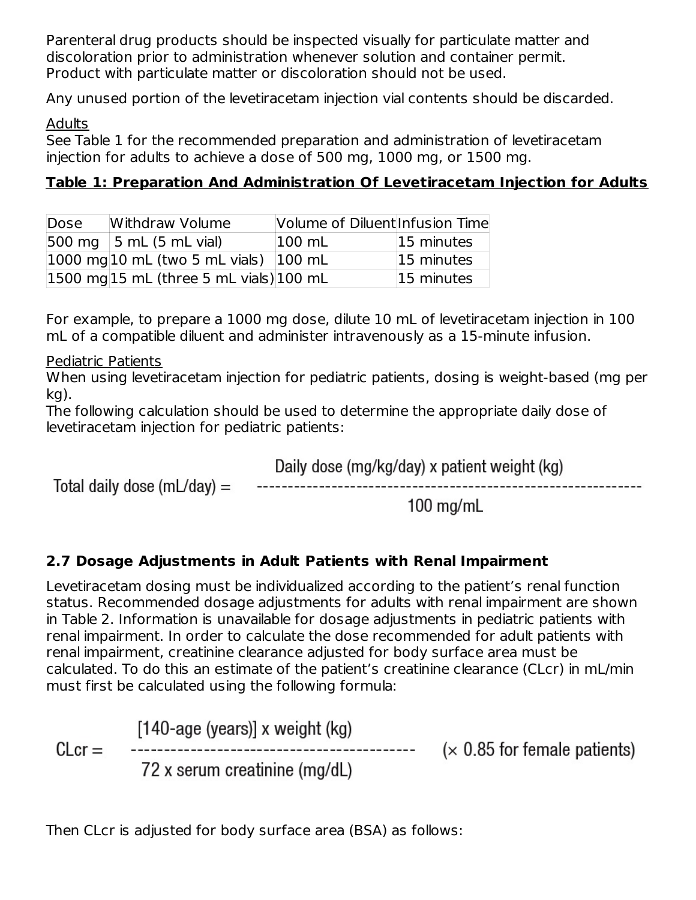Parenteral drug products should be inspected visually for particulate matter and discoloration prior to administration whenever solution and container permit. Product with particulate matter or discoloration should not be used.

Any unused portion of the levetiracetam injection vial contents should be discarded.

Adults

See Table 1 for the recommended preparation and administration of levetiracetam injection for adults to achieve a dose of 500 mg, 1000 mg, or 1500 mg.

**Table 1: Preparation And Administration Of Levetiracetam Injection for Adults**

| Dose | Withdraw Volume | Volume of Diluent | Infusion Time |
|---|---|---|---|
| 500 mg | 5 mL (5 mL vial) | 100 mL | 15 minutes |
| 1000 mg | 10 mL (two 5 mL vials) | 100 mL | 15 minutes |
| 1500 mg | 15 mL (three 5 mL vials) | 100 mL | 15 minutes |

For example, to prepare a 1000 mg dose, dilute 10 mL of levetiracetam injection in 100 mL of a compatible diluent and administer intravenously as a 15-minute infusion.

Pediatric Patients

When using levetiracetam injection for pediatric patients, dosing is weight-based (mg per kg).

The following calculation should be used to determine the appropriate daily dose of levetiracetam injection for pediatric patients:

$$\text{Total daily dose (mL/day)} = \frac{\text{Daily dose (mg/kg/day)} \times \text{patient weight (kg)}}{100 \text{ mg/mL}}$$

### 2.7 Dosage Adjustments in Adult Patients with Renal Impairment

Levetiracetam dosing must be individualized according to the patient's renal function status. Recommended dosage adjustments for adults with renal impairment are shown in Table 2. Information is unavailable for dosage adjustments in pediatric patients with renal impairment. In order to calculate the dose recommended for adult patients with renal impairment, creatinine clearance adjusted for body surface area must be calculated. To do this an estimate of the patient's creatinine clearance (CLcr) in mL/min must first be calculated using the following formula:

$$\text{CLcr} = \frac{[140 - \text{age (years)}] \times \text{weight (kg)}}{72 \times \text{serum creatinine (mg/dL)}} \quad (\times\ 0.85 \text{ for female patients})$$

Then CLcr is adjusted for body surface area (BSA) as follows: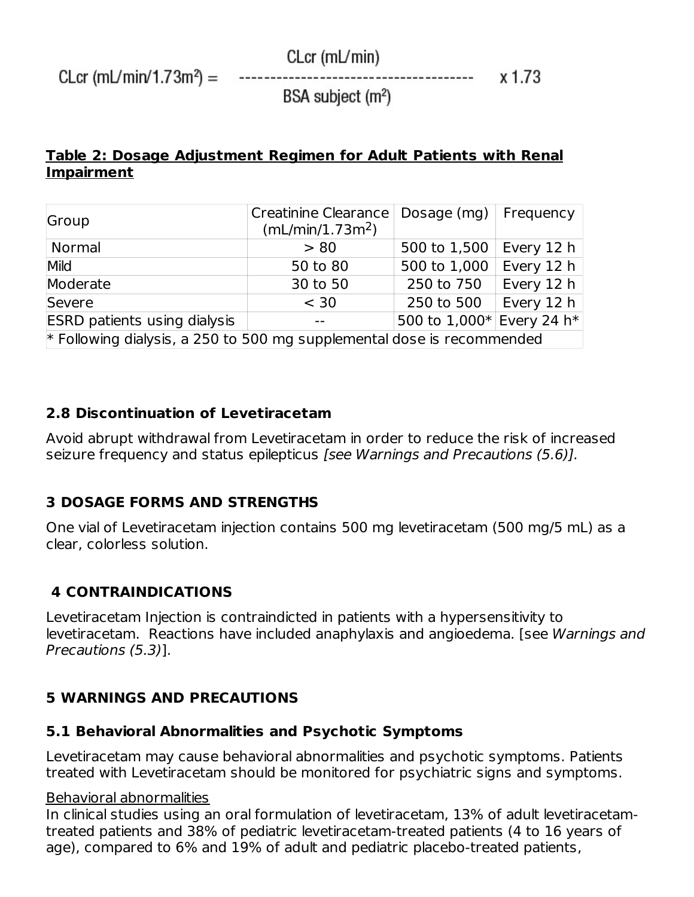$$CLcr\ (mL/min/1.73m^2) = \frac{CLcr\ (mL/min)}{BSA\ subject\ (m^2)} \times 1.73$$

**Table 2: Dosage Adjustment Regimen for Adult Patients with Renal Impairment**

| Group | Creatinine Clearance ($mL/min/1.73m^2$) | Dosage (mg) | Frequency |
|---|---|---|---|
| Normal | > 80 | 500 to 1,500 | Every 12 h |
| Mild | 50 to 80 | 500 to 1,000 | Every 12 h |
| Moderate | 30 to 50 | 250 to 750 | Every 12 h |
| Severe | < 30 | 250 to 500 | Every 12 h |
| ESRD patients using dialysis | -- | 500 to 1,000* | Every 24 h* |
| * Following dialysis, a 250 to 500 mg supplemental dose is recommended | | | |

### 2.8 Discontinuation of Levetiracetam

Avoid abrupt withdrawal from Levetiracetam in order to reduce the risk of increased seizure frequency and status epilepticus *[see Warnings and Precautions (5.6)].*

## 3 DOSAGE FORMS AND STRENGTHS

One vial of Levetiracetam injection contains 500 mg levetiracetam (500 mg/5 mL) as a clear, colorless solution.

## 4 CONTRAINDICATIONS

Levetiracetam Injection is contraindicted in patients with a hypersensitivity to levetiracetam. Reactions have included anaphylaxis and angioedema. [see *Warnings and Precautions (5.3)*].

## 5 WARNINGS AND PRECAUTIONS

### 5.1 Behavioral Abnormalities and Psychotic Symptoms

Levetiracetam may cause behavioral abnormalities and psychotic symptoms. Patients treated with Levetiracetam should be monitored for psychiatric signs and symptoms.

Behavioral abnormalities

In clinical studies using an oral formulation of levetiracetam, 13% of adult levetiracetam-treated patients and 38% of pediatric levetiracetam-treated patients (4 to 16 years of age), compared to 6% and 19% of adult and pediatric placebo-treated patients,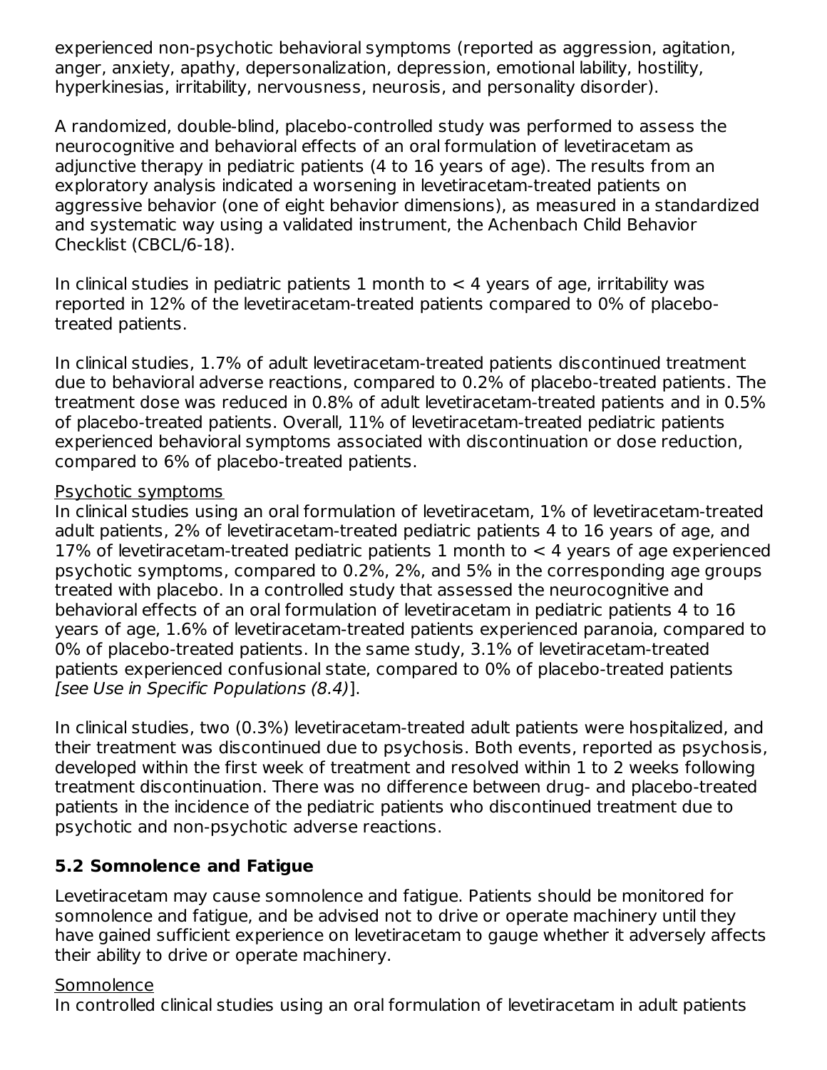experienced non-psychotic behavioral symptoms (reported as aggression, agitation, anger, anxiety, apathy, depersonalization, depression, emotional lability, hostility, hyperkinesias, irritability, nervousness, neurosis, and personality disorder).

A randomized, double-blind, placebo-controlled study was performed to assess the neurocognitive and behavioral effects of an oral formulation of levetiracetam as adjunctive therapy in pediatric patients (4 to 16 years of age). The results from an exploratory analysis indicated a worsening in levetiracetam-treated patients on aggressive behavior (one of eight behavior dimensions), as measured in a standardized and systematic way using a validated instrument, the Achenbach Child Behavior Checklist (CBCL/6-18).

In clinical studies in pediatric patients 1 month to < 4 years of age, irritability was reported in 12% of the levetiracetam-treated patients compared to 0% of placebo-treated patients.

In clinical studies, 1.7% of adult levetiracetam-treated patients discontinued treatment due to behavioral adverse reactions, compared to 0.2% of placebo-treated patients. The treatment dose was reduced in 0.8% of adult levetiracetam-treated patients and in 0.5% of placebo-treated patients. Overall, 11% of levetiracetam-treated pediatric patients experienced behavioral symptoms associated with discontinuation or dose reduction, compared to 6% of placebo-treated patients.

<u>Psychotic symptoms</u>

In clinical studies using an oral formulation of levetiracetam, 1% of levetiracetam-treated adult patients, 2% of levetiracetam-treated pediatric patients 4 to 16 years of age, and 17% of levetiracetam-treated pediatric patients 1 month to < 4 years of age experienced psychotic symptoms, compared to 0.2%, 2%, and 5% in the corresponding age groups treated with placebo. In a controlled study that assessed the neurocognitive and behavioral effects of an oral formulation of levetiracetam in pediatric patients 4 to 16 years of age, 1.6% of levetiracetam-treated patients experienced paranoia, compared to 0% of placebo-treated patients. In the same study, 3.1% of levetiracetam-treated patients experienced confusional state, compared to 0% of placebo-treated patients *[see Use in Specific Populations (8.4)]*.

In clinical studies, two (0.3%) levetiracetam-treated adult patients were hospitalized, and their treatment was discontinued due to psychosis. Both events, reported as psychosis, developed within the first week of treatment and resolved within 1 to 2 weeks following treatment discontinuation. There was no difference between drug- and placebo-treated patients in the incidence of the pediatric patients who discontinued treatment due to psychotic and non-psychotic adverse reactions.

### 5.2 Somnolence and Fatigue

Levetiracetam may cause somnolence and fatigue. Patients should be monitored for somnolence and fatigue, and be advised not to drive or operate machinery until they have gained sufficient experience on levetiracetam to gauge whether it adversely affects their ability to drive or operate machinery.

<u>Somnolence</u>

In controlled clinical studies using an oral formulation of levetiracetam in adult patients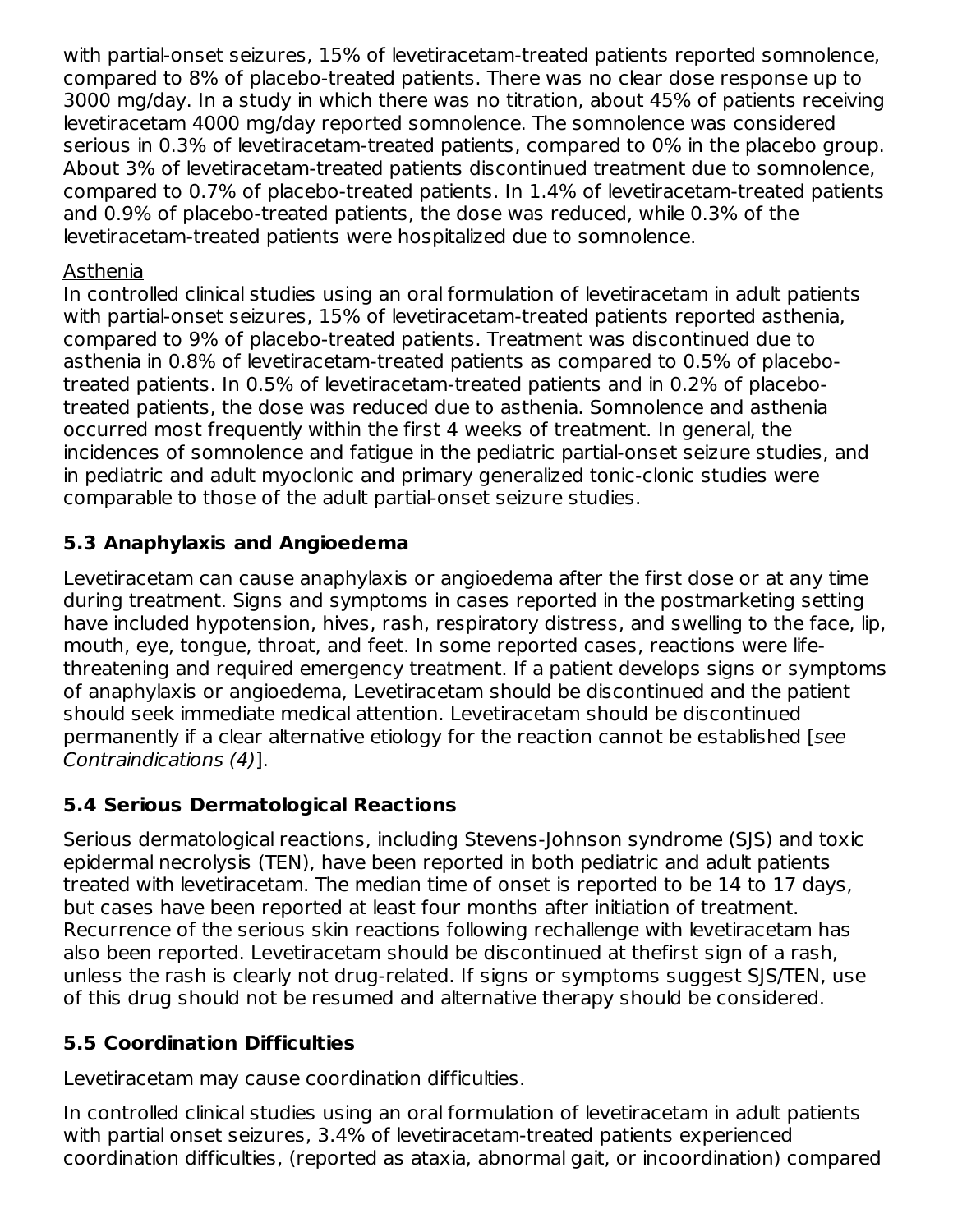with partial-onset seizures, 15% of levetiracetam-treated patients reported somnolence, compared to 8% of placebo-treated patients. There was no clear dose response up to 3000 mg/day. In a study in which there was no titration, about 45% of patients receiving levetiracetam 4000 mg/day reported somnolence. The somnolence was considered serious in 0.3% of levetiracetam-treated patients, compared to 0% in the placebo group. About 3% of levetiracetam-treated patients discontinued treatment due to somnolence, compared to 0.7% of placebo-treated patients. In 1.4% of levetiracetam-treated patients and 0.9% of placebo-treated patients, the dose was reduced, while 0.3% of the levetiracetam-treated patients were hospitalized due to somnolence.

Asthenia

In controlled clinical studies using an oral formulation of levetiracetam in adult patients with partial-onset seizures, 15% of levetiracetam-treated patients reported asthenia, compared to 9% of placebo-treated patients. Treatment was discontinued due to asthenia in 0.8% of levetiracetam-treated patients as compared to 0.5% of placebo-treated patients. In 0.5% of levetiracetam-treated patients and in 0.2% of placebo-treated patients, the dose was reduced due to asthenia. Somnolence and asthenia occurred most frequently within the first 4 weeks of treatment. In general, the incidences of somnolence and fatigue in the pediatric partial-onset seizure studies, and in pediatric and adult myoclonic and primary generalized tonic-clonic studies were comparable to those of the adult partial-onset seizure studies.

## 5.3 Anaphylaxis and Angioedema

Levetiracetam can cause anaphylaxis or angioedema after the first dose or at any time during treatment. Signs and symptoms in cases reported in the postmarketing setting have included hypotension, hives, rash, respiratory distress, and swelling to the face, lip, mouth, eye, tongue, throat, and feet. In some reported cases, reactions were life-threatening and required emergency treatment. If a patient develops signs or symptoms of anaphylaxis or angioedema, Levetiracetam should be discontinued and the patient should seek immediate medical attention. Levetiracetam should be discontinued permanently if a clear alternative etiology for the reaction cannot be established [*see Contraindications (4)*].

## 5.4 Serious Dermatological Reactions

Serious dermatological reactions, including Stevens-Johnson syndrome (SJS) and toxic epidermal necrolysis (TEN), have been reported in both pediatric and adult patients treated with levetiracetam. The median time of onset is reported to be 14 to 17 days, but cases have been reported at least four months after initiation of treatment. Recurrence of the serious skin reactions following rechallenge with levetiracetam has also been reported. Levetiracetam should be discontinued at thefirst sign of a rash, unless the rash is clearly not drug-related. If signs or symptoms suggest SJS/TEN, use of this drug should not be resumed and alternative therapy should be considered.

## 5.5 Coordination Difficulties

Levetiracetam may cause coordination difficulties.

In controlled clinical studies using an oral formulation of levetiracetam in adult patients with partial onset seizures, 3.4% of levetiracetam-treated patients experienced coordination difficulties, (reported as ataxia, abnormal gait, or incoordination) compared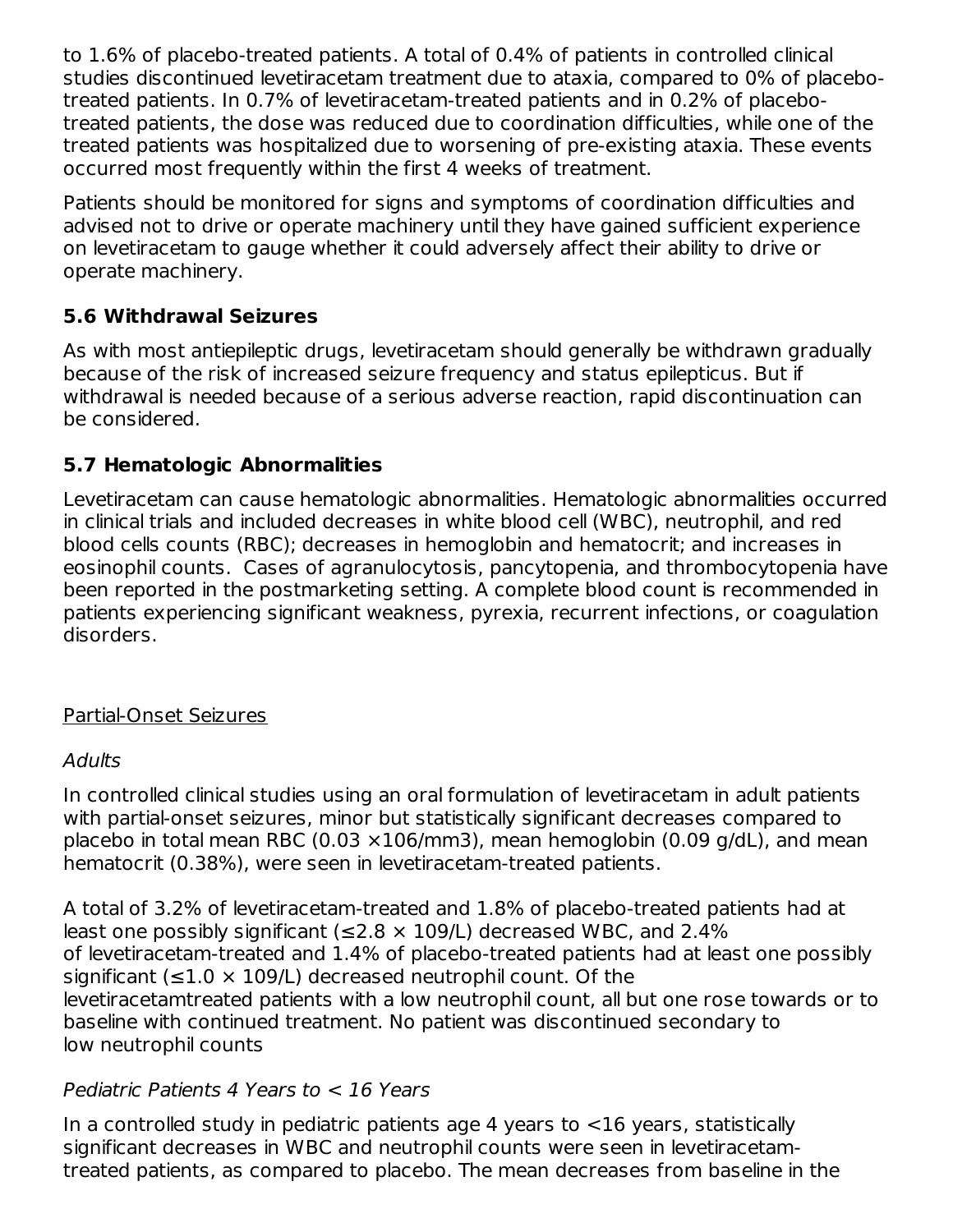to 1.6% of placebo-treated patients. A total of 0.4% of patients in controlled clinical studies discontinued levetiracetam treatment due to ataxia, compared to 0% of placebo-treated patients. In 0.7% of levetiracetam-treated patients and in 0.2% of placebo-treated patients, the dose was reduced due to coordination difficulties, while one of the treated patients was hospitalized due to worsening of pre-existing ataxia. These events occurred most frequently within the first 4 weeks of treatment.

Patients should be monitored for signs and symptoms of coordination difficulties and advised not to drive or operate machinery until they have gained sufficient experience on levetiracetam to gauge whether it could adversely affect their ability to drive or operate machinery.

### 5.6 Withdrawal Seizures

As with most antiepileptic drugs, levetiracetam should generally be withdrawn gradually because of the risk of increased seizure frequency and status epilepticus. But if withdrawal is needed because of a serious adverse reaction, rapid discontinuation can be considered.

### 5.7 Hematologic Abnormalities

Levetiracetam can cause hematologic abnormalities. Hematologic abnormalities occurred in clinical trials and included decreases in white blood cell (WBC), neutrophil, and red blood cells counts (RBC); decreases in hemoglobin and hematocrit; and increases in eosinophil counts. Cases of agranulocytosis, pancytopenia, and thrombocytopenia have been reported in the postmarketing setting. A complete blood count is recommended in patients experiencing significant weakness, pyrexia, recurrent infections, or coagulation disorders.

Partial-Onset Seizures

*Adults*

In controlled clinical studies using an oral formulation of levetiracetam in adult patients with partial-onset seizures, minor but statistically significant decreases compared to placebo in total mean RBC (0.03 ×106/mm3), mean hemoglobin (0.09 g/dL), and mean hematocrit (0.38%), were seen in levetiracetam-treated patients.

A total of 3.2% of levetiracetam-treated and 1.8% of placebo-treated patients had at least one possibly significant (≤2.8 × 109/L) decreased WBC, and 2.4% of levetiracetam-treated and 1.4% of placebo-treated patients had at least one possibly significant (≤1.0 × 109/L) decreased neutrophil count. Of the levetiracetamtreated patients with a low neutrophil count, all but one rose towards or to baseline with continued treatment. No patient was discontinued secondary to low neutrophil counts

*Pediatric Patients 4 Years to < 16 Years*

In a controlled study in pediatric patients age 4 years to <16 years, statistically significant decreases in WBC and neutrophil counts were seen in levetiracetam-treated patients, as compared to placebo. The mean decreases from baseline in the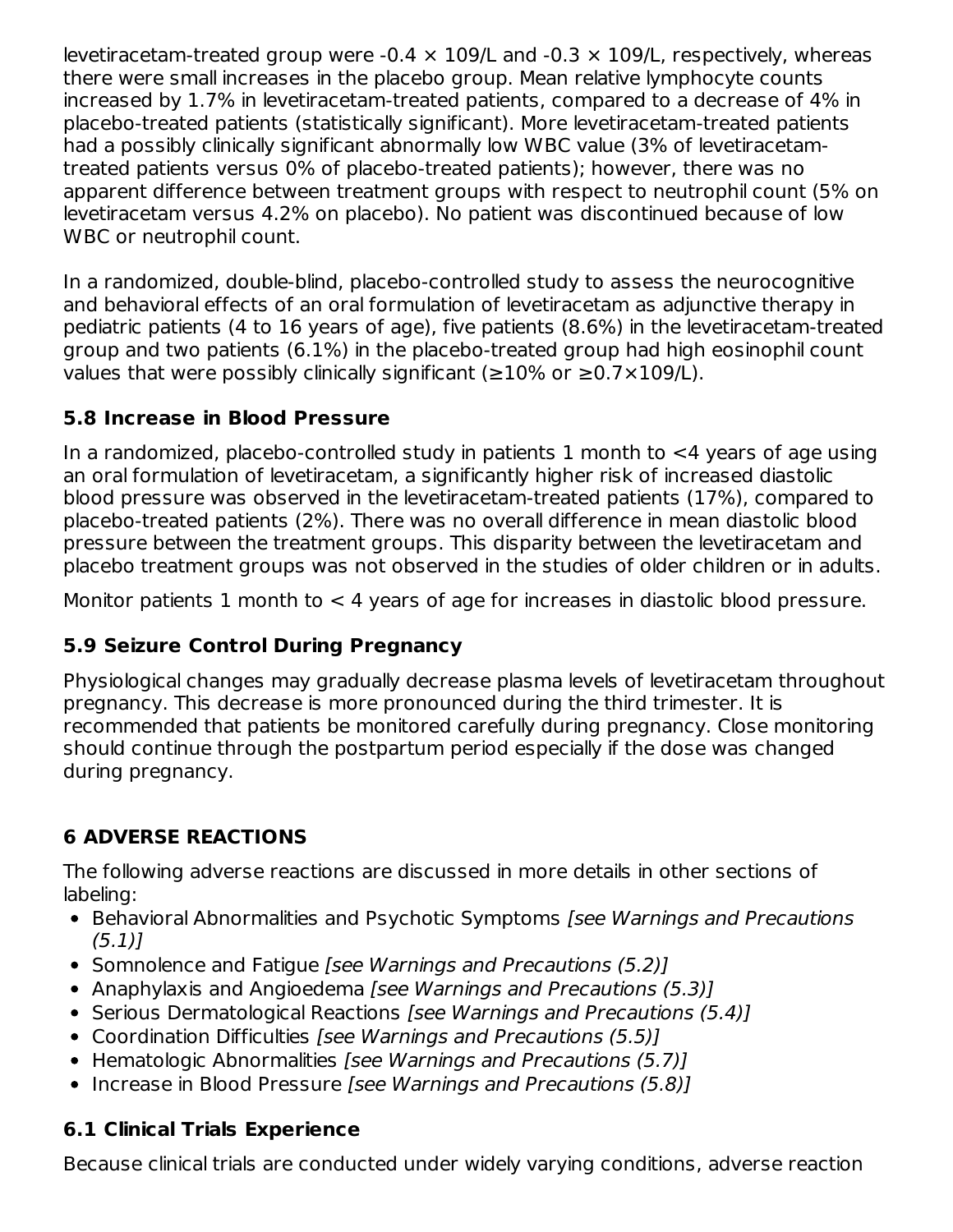levetiracetam-treated group were -0.4 × 109/L and -0.3 × 109/L, respectively, whereas there were small increases in the placebo group. Mean relative lymphocyte counts increased by 1.7% in levetiracetam-treated patients, compared to a decrease of 4% in placebo-treated patients (statistically significant). More levetiracetam-treated patients had a possibly clinically significant abnormally low WBC value (3% of levetiracetam-treated patients versus 0% of placebo-treated patients); however, there was no apparent difference between treatment groups with respect to neutrophil count (5% on levetiracetam versus 4.2% on placebo). No patient was discontinued because of low WBC or neutrophil count.

In a randomized, double-blind, placebo-controlled study to assess the neurocognitive and behavioral effects of an oral formulation of levetiracetam as adjunctive therapy in pediatric patients (4 to 16 years of age), five patients (8.6%) in the levetiracetam-treated group and two patients (6.1%) in the placebo-treated group had high eosinophil count values that were possibly clinically significant (≥10% or ≥0.7×109/L).

### 5.8 Increase in Blood Pressure

In a randomized, placebo-controlled study in patients 1 month to <4 years of age using an oral formulation of levetiracetam, a significantly higher risk of increased diastolic blood pressure was observed in the levetiracetam-treated patients (17%), compared to placebo-treated patients (2%). There was no overall difference in mean diastolic blood pressure between the treatment groups. This disparity between the levetiracetam and placebo treatment groups was not observed in the studies of older children or in adults.

Monitor patients 1 month to < 4 years of age for increases in diastolic blood pressure.

### 5.9 Seizure Control During Pregnancy

Physiological changes may gradually decrease plasma levels of levetiracetam throughout pregnancy. This decrease is more pronounced during the third trimester. It is recommended that patients be monitored carefully during pregnancy. Close monitoring should continue through the postpartum period especially if the dose was changed during pregnancy.

## 6 ADVERSE REACTIONS

The following adverse reactions are discussed in more details in other sections of labeling:

- Behavioral Abnormalities and Psychotic Symptoms *[see Warnings and Precautions (5.1)]*
- Somnolence and Fatigue *[see Warnings and Precautions (5.2)]*
- Anaphylaxis and Angioedema *[see Warnings and Precautions (5.3)]*
- Serious Dermatological Reactions *[see Warnings and Precautions (5.4)]*
- Coordination Difficulties *[see Warnings and Precautions (5.5)]*
- Hematologic Abnormalities *[see Warnings and Precautions (5.7)]*
- Increase in Blood Pressure *[see Warnings and Precautions (5.8)]*

### 6.1 Clinical Trials Experience

Because clinical trials are conducted under widely varying conditions, adverse reaction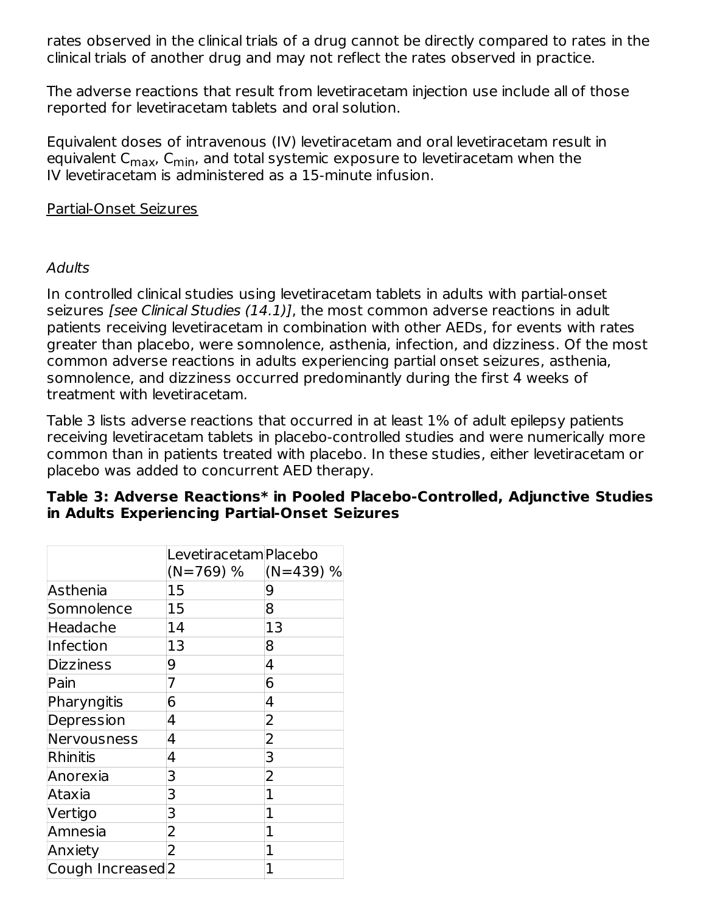rates observed in the clinical trials of a drug cannot be directly compared to rates in the clinical trials of another drug and may not reflect the rates observed in practice.

The adverse reactions that result from levetiracetam injection use include all of those reported for levetiracetam tablets and oral solution.

Equivalent doses of intravenous (IV) levetiracetam and oral levetiracetam result in equivalent $C_{max}$, $C_{min}$, and total systemic exposure to levetiracetam when the IV levetiracetam is administered as a 15-minute infusion.

Partial-Onset Seizures

*Adults*

In controlled clinical studies using levetiracetam tablets in adults with partial-onset seizures *[see Clinical Studies (14.1)]*, the most common adverse reactions in adult patients receiving levetiracetam in combination with other AEDs, for events with rates greater than placebo, were somnolence, asthenia, infection, and dizziness. Of the most common adverse reactions in adults experiencing partial onset seizures, asthenia, somnolence, and dizziness occurred predominantly during the first 4 weeks of treatment with levetiracetam.

Table 3 lists adverse reactions that occurred in at least 1% of adult epilepsy patients receiving levetiracetam tablets in placebo-controlled studies and were numerically more common than in patients treated with placebo. In these studies, either levetiracetam or placebo was added to concurrent AED therapy.

**Table 3: Adverse Reactions* in Pooled Placebo-Controlled, Adjunctive Studies in Adults Experiencing Partial-Onset Seizures**

| | Levetiracetam (N=769) % | Placebo (N=439) % |
|---|---|---|
| Asthenia | 15 | 9 |
| Somnolence | 15 | 8 |
| Headache | 14 | 13 |
| Infection | 13 | 8 |
| Dizziness | 9 | 4 |
| Pain | 7 | 6 |
| Pharyngitis | 6 | 4 |
| Depression | 4 | 2 |
| Nervousness | 4 | 2 |
| Rhinitis | 4 | 3 |
| Anorexia | 3 | 2 |
| Ataxia | 3 | 1 |
| Vertigo | 3 | 1 |
| Amnesia | 2 | 1 |
| Anxiety | 2 | 1 |
| Cough Increased | 2 | 1 |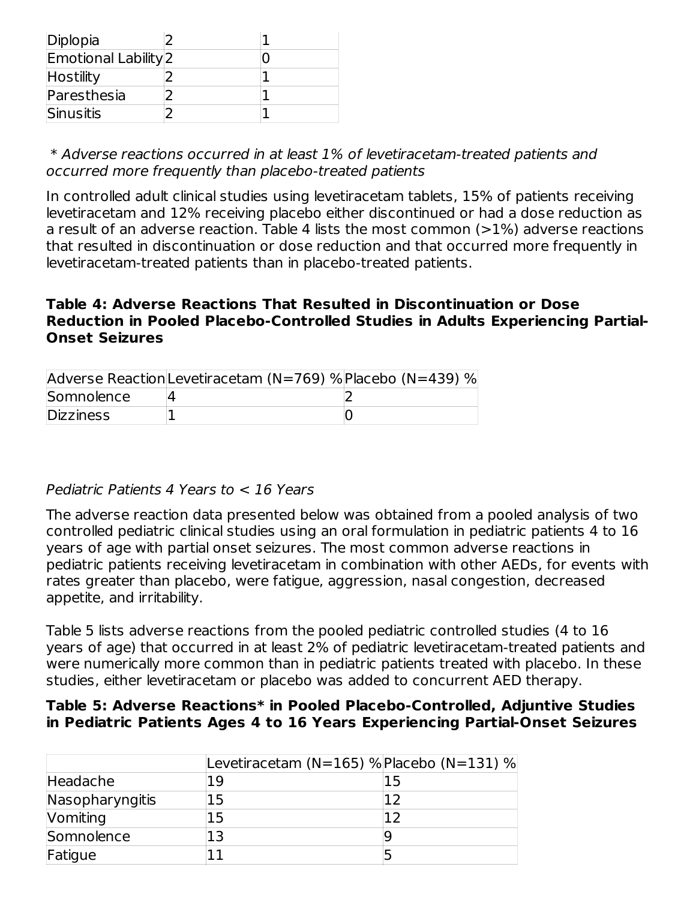| | | |
|---|---|---|
| Diplopia | 2 | 1 |
| Emotional Lability | 2 | 0 |
| Hostility | 2 | 1 |
| Paresthesia | 2 | 1 |
| Sinusitis | 2 | 1 |

*\* Adverse reactions occurred in at least 1% of levetiracetam-treated patients and occurred more frequently than placebo-treated patients*

In controlled adult clinical studies using levetiracetam tablets, 15% of patients receiving levetiracetam and 12% receiving placebo either discontinued or had a dose reduction as a result of an adverse reaction. Table 4 lists the most common (>1%) adverse reactions that resulted in discontinuation or dose reduction and that occurred more frequently in levetiracetam-treated patients than in placebo-treated patients.

**Table 4: Adverse Reactions That Resulted in Discontinuation or Dose Reduction in Pooled Placebo-Controlled Studies in Adults Experiencing Partial-Onset Seizures**

| Adverse Reaction | Levetiracetam (N=769) % | Placebo (N=439) % |
|---|---|---|
| Somnolence | 4 | 2 |
| Dizziness | 1 | 0 |

*Pediatric Patients 4 Years to < 16 Years*

The adverse reaction data presented below was obtained from a pooled analysis of two controlled pediatric clinical studies using an oral formulation in pediatric patients 4 to 16 years of age with partial onset seizures. The most common adverse reactions in pediatric patients receiving levetiracetam in combination with other AEDs, for events with rates greater than placebo, were fatigue, aggression, nasal congestion, decreased appetite, and irritability.

Table 5 lists adverse reactions from the pooled pediatric controlled studies (4 to 16 years of age) that occurred in at least 2% of pediatric levetiracetam-treated patients and were numerically more common than in pediatric patients treated with placebo. In these studies, either levetiracetam or placebo was added to concurrent AED therapy.

**Table 5: Adverse Reactions* in Pooled Placebo-Controlled, Adjuntive Studies in Pediatric Patients Ages 4 to 16 Years Experiencing Partial-Onset Seizures**

| | Levetiracetam (N=165) % | Placebo (N=131) % |
|---|---|---|
| Headache | 19 | 15 |
| Nasopharyngitis | 15 | 12 |
| Vomiting | 15 | 12 |
| Somnolence | 13 | 9 |
| Fatigue | 11 | 5 |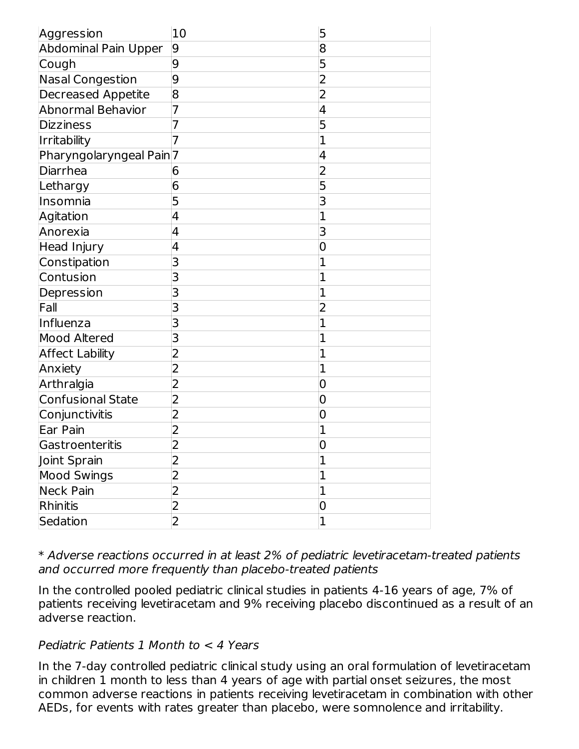| | | |
|---|---|---|
| Aggression | 10 | 5 |
| Abdominal Pain Upper | 9 | 8 |
| Cough | 9 | 5 |
| Nasal Congestion | 9 | 2 |
| Decreased Appetite | 8 | 2 |
| Abnormal Behavior | 7 | 4 |
| Dizziness | 7 | 5 |
| Irritability | 7 | 1 |
| Pharyngolaryngeal Pain | 7 | 4 |
| Diarrhea | 6 | 2 |
| Lethargy | 6 | 5 |
| Insomnia | 5 | 3 |
| Agitation | 4 | 1 |
| Anorexia | 4 | 3 |
| Head Injury | 4 | 0 |
| Constipation | 3 | 1 |
| Contusion | 3 | 1 |
| Depression | 3 | 1 |
| Fall | 3 | 2 |
| Influenza | 3 | 1 |
| Mood Altered | 3 | 1 |
| Affect Lability | 2 | 1 |
| Anxiety | 2 | 1 |
| Arthralgia | 2 | 0 |
| Confusional State | 2 | 0 |
| Conjunctivitis | 2 | 0 |
| Ear Pain | 2 | 1 |
| Gastroenteritis | 2 | 0 |
| Joint Sprain | 2 | 1 |
| Mood Swings | 2 | 1 |
| Neck Pain | 2 | 1 |
| Rhinitis | 2 | 0 |
| Sedation | 2 | 1 |

* *Adverse reactions occurred in at least 2% of pediatric levetiracetam-treated patients and occurred more frequently than placebo-treated patients*

In the controlled pooled pediatric clinical studies in patients 4-16 years of age, 7% of patients receiving levetiracetam and 9% receiving placebo discontinued as a result of an adverse reaction.

*Pediatric Patients 1 Month to < 4 Years*

In the 7-day controlled pediatric clinical study using an oral formulation of levetiracetam in children 1 month to less than 4 years of age with partial onset seizures, the most common adverse reactions in patients receiving levetiracetam in combination with other AEDs, for events with rates greater than placebo, were somnolence and irritability.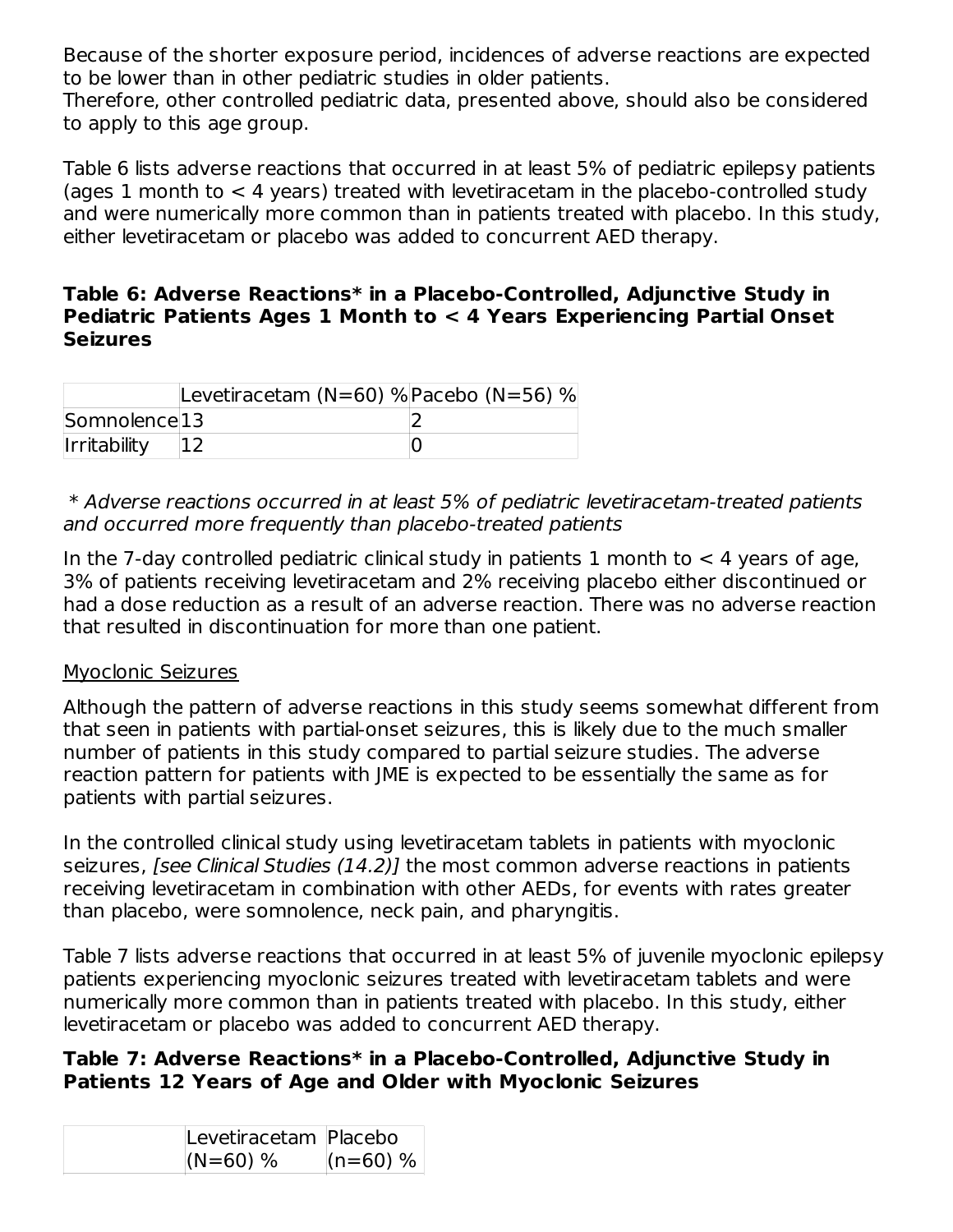Because of the shorter exposure period, incidences of adverse reactions are expected to be lower than in other pediatric studies in older patients.
Therefore, other controlled pediatric data, presented above, should also be considered to apply to this age group.

Table 6 lists adverse reactions that occurred in at least 5% of pediatric epilepsy patients (ages 1 month to < 4 years) treated with levetiracetam in the placebo-controlled study and were numerically more common than in patients treated with placebo. In this study, either levetiracetam or placebo was added to concurrent AED therapy.

**Table 6: Adverse Reactions* in a Placebo-Controlled, Adjunctive Study in Pediatric Patients Ages 1 Month to < 4 Years Experiencing Partial Onset Seizures**

| | Levetiracetam (N=60) % | Pacebo (N=56) % |
|---|---|---|
| Somnolence | 13 | 2 |
| Irritability | 12 | 0 |

*\* Adverse reactions occurred in at least 5% of pediatric levetiracetam-treated patients and occurred more frequently than placebo-treated patients*

In the 7-day controlled pediatric clinical study in patients 1 month to < 4 years of age, 3% of patients receiving levetiracetam and 2% receiving placebo either discontinued or had a dose reduction as a result of an adverse reaction. There was no adverse reaction that resulted in discontinuation for more than one patient.

Myoclonic Seizures

Although the pattern of adverse reactions in this study seems somewhat different from that seen in patients with partial-onset seizures, this is likely due to the much smaller number of patients in this study compared to partial seizure studies. The adverse reaction pattern for patients with JME is expected to be essentially the same as for patients with partial seizures.

In the controlled clinical study using levetiracetam tablets in patients with myoclonic seizures, *[see Clinical Studies (14.2)]* the most common adverse reactions in patients receiving levetiracetam in combination with other AEDs, for events with rates greater than placebo, were somnolence, neck pain, and pharyngitis.

Table 7 lists adverse reactions that occurred in at least 5% of juvenile myoclonic epilepsy patients experiencing myoclonic seizures treated with levetiracetam tablets and were numerically more common than in patients treated with placebo. In this study, either levetiracetam or placebo was added to concurrent AED therapy.

**Table 7: Adverse Reactions* in a Placebo-Controlled, Adjunctive Study in Patients 12 Years of Age and Older with Myoclonic Seizures**

| | Levetiracetam (N=60) % | Placebo (n=60) % |
|---|---|---|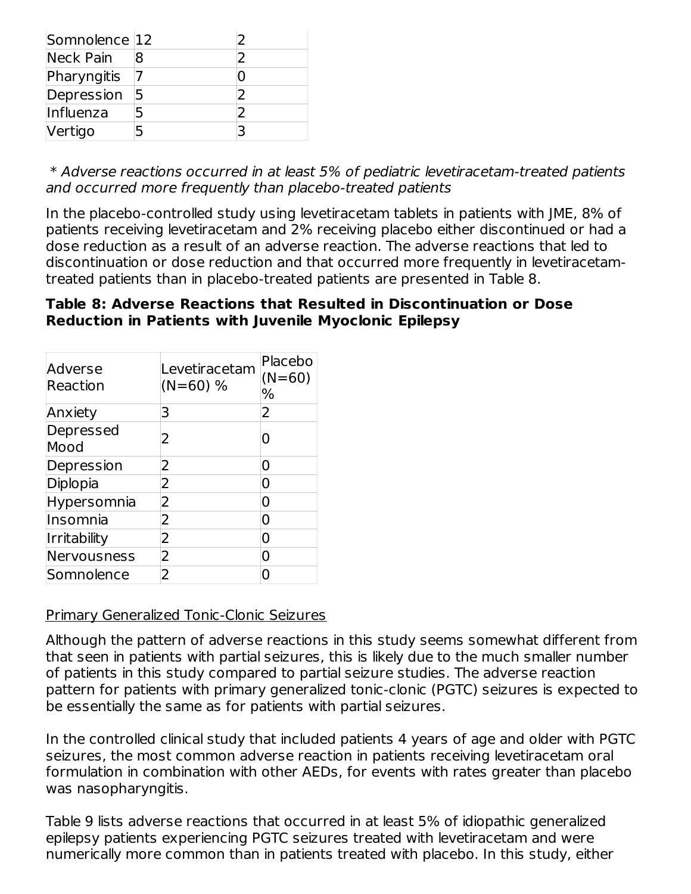| | | |
|---|---|---|
| Somnolence | 12 | 2 |
| Neck Pain | 8 | 2 |
| Pharyngitis | 7 | 0 |
| Depression | 5 | 2 |
| Influenza | 5 | 2 |
| Vertigo | 5 | 3 |

 * *Adverse reactions occurred in at least 5% of pediatric levetiracetam-treated patients and occurred more frequently than placebo-treated patients*

In the placebo-controlled study using levetiracetam tablets in patients with JME, 8% of patients receiving levetiracetam and 2% receiving placebo either discontinued or had a dose reduction as a result of an adverse reaction. The adverse reactions that led to discontinuation or dose reduction and that occurred more frequently in levetiracetam-treated patients than in placebo-treated patients are presented in Table 8.

**Table 8: Adverse Reactions that Resulted in Discontinuation or Dose Reduction in Patients with Juvenile Myoclonic Epilepsy**

| Adverse Reaction | Levetiracetam (N=60) % | Placebo (N=60) % |
|---|---|---|
| Anxiety | 3 | 2 |
| Depressed Mood | 2 | 0 |
| Depression | 2 | 0 |
| Diplopia | 2 | 0 |
| Hypersomnia | 2 | 0 |
| Insomnia | 2 | 0 |
| Irritability | 2 | 0 |
| Nervousness | 2 | 0 |
| Somnolence | 2 | 0 |

<u>Primary Generalized Tonic-Clonic Seizures</u>

Although the pattern of adverse reactions in this study seems somewhat different from that seen in patients with partial seizures, this is likely due to the much smaller number of patients in this study compared to partial seizure studies. The adverse reaction pattern for patients with primary generalized tonic-clonic (PGTC) seizures is expected to be essentially the same as for patients with partial seizures.

In the controlled clinical study that included patients 4 years of age and older with PGTC seizures, the most common adverse reaction in patients receiving levetiracetam oral formulation in combination with other AEDs, for events with rates greater than placebo was nasopharyngitis.

Table 9 lists adverse reactions that occurred in at least 5% of idiopathic generalized epilepsy patients experiencing PGTC seizures treated with levetiracetam and were numerically more common than in patients treated with placebo. In this study, either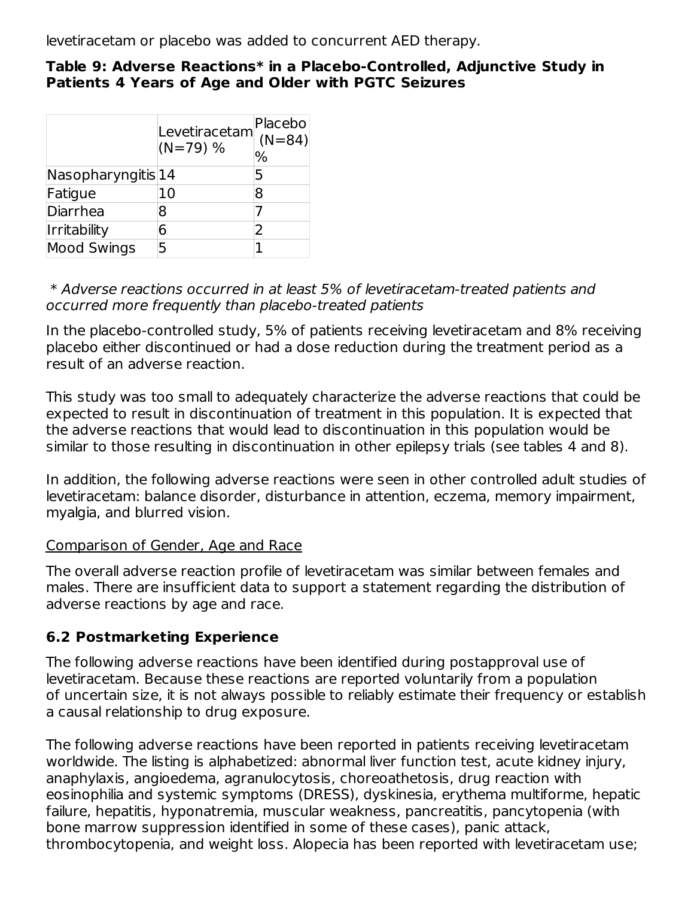levetiracetam or placebo was added to concurrent AED therapy.

**Table 9: Adverse Reactions* in a Placebo-Controlled, Adjunctive Study in Patients 4 Years of Age and Older with PGTC Seizures**

| | Levetiracetam (N=79) % | Placebo (N=84) % |
|---|---|---|
| Nasopharyngitis | 14 | 5 |
| Fatigue | 10 | 8 |
| Diarrhea | 8 | 7 |
| Irritability | 6 | 2 |
| Mood Swings | 5 | 1 |

* *Adverse reactions occurred in at least 5% of levetiracetam-treated patients and occurred more frequently than placebo-treated patients*

In the placebo-controlled study, 5% of patients receiving levetiracetam and 8% receiving placebo either discontinued or had a dose reduction during the treatment period as a result of an adverse reaction.

This study was too small to adequately characterize the adverse reactions that could be expected to result in discontinuation of treatment in this population. It is expected that the adverse reactions that would lead to discontinuation in this population would be similar to those resulting in discontinuation in other epilepsy trials (see tables 4 and 8).

In addition, the following adverse reactions were seen in other controlled adult studies of levetiracetam: balance disorder, disturbance in attention, eczema, memory impairment, myalgia, and blurred vision.

Comparison of Gender, Age and Race

The overall adverse reaction profile of levetiracetam was similar between females and males. There are insufficient data to support a statement regarding the distribution of adverse reactions by age and race.

### 6.2 Postmarketing Experience

The following adverse reactions have been identified during postapproval use of levetiracetam. Because these reactions are reported voluntarily from a population of uncertain size, it is not always possible to reliably estimate their frequency or establish a causal relationship to drug exposure.

The following adverse reactions have been reported in patients receiving levetiracetam worldwide. The listing is alphabetized: abnormal liver function test, acute kidney injury, anaphylaxis, angioedema, agranulocytosis, choreoathetosis, drug reaction with eosinophilia and systemic symptoms (DRESS), dyskinesia, erythema multiforme, hepatic failure, hepatitis, hyponatremia, muscular weakness, pancreatitis, pancytopenia (with bone marrow suppression identified in some of these cases), panic attack, thrombocytopenia, and weight loss. Alopecia has been reported with levetiracetam use;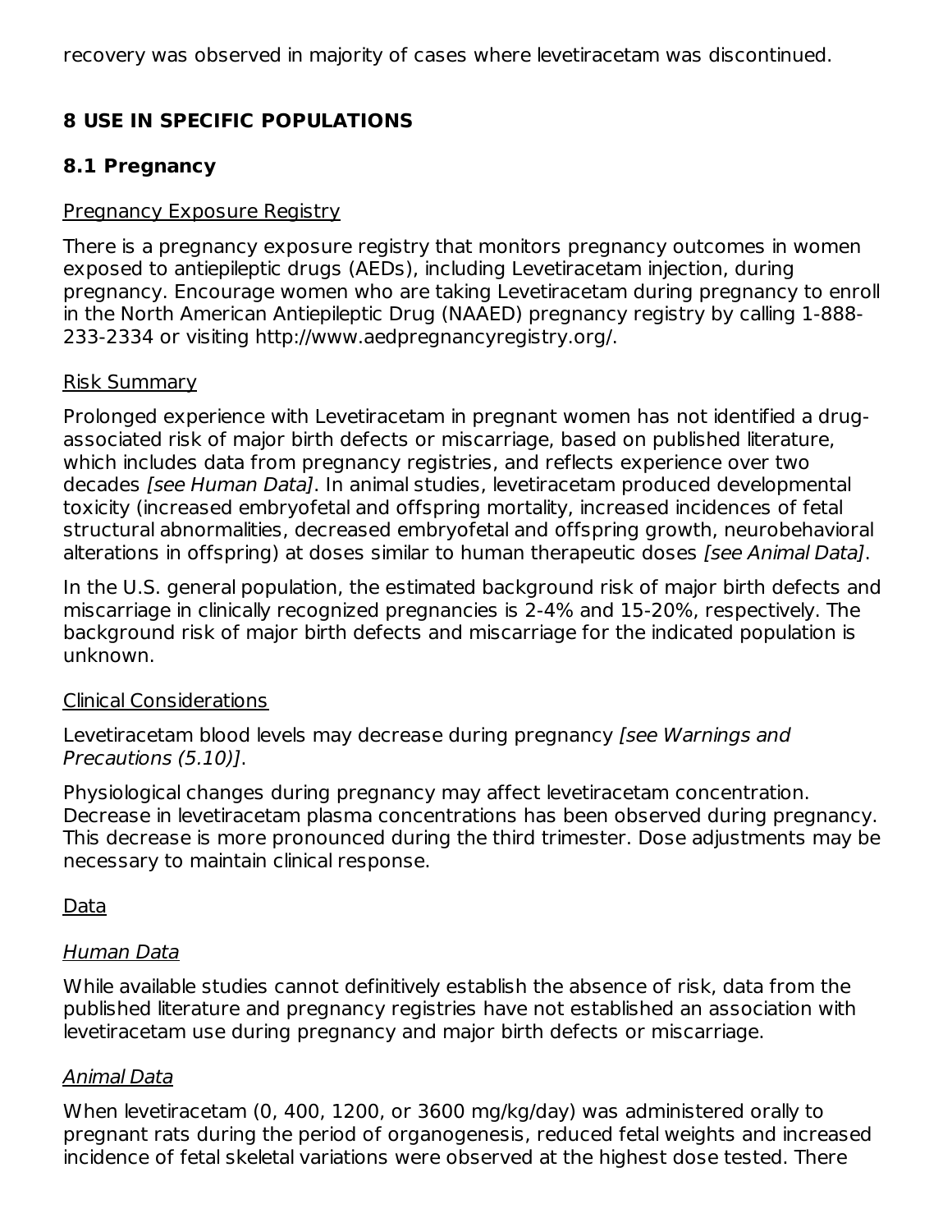recovery was observed in majority of cases where levetiracetam was discontinued.

## 8 USE IN SPECIFIC POPULATIONS

### 8.1 Pregnancy

Pregnancy Exposure Registry

There is a pregnancy exposure registry that monitors pregnancy outcomes in women exposed to antiepileptic drugs (AEDs), including Levetiracetam injection, during pregnancy. Encourage women who are taking Levetiracetam during pregnancy to enroll in the North American Antiepileptic Drug (NAAED) pregnancy registry by calling 1-888-233-2334 or visiting http://www.aedpregnancyregistry.org/.

Risk Summary

Prolonged experience with Levetiracetam in pregnant women has not identified a drug-associated risk of major birth defects or miscarriage, based on published literature, which includes data from pregnancy registries, and reflects experience over two decades *[see Human Data]*. In animal studies, levetiracetam produced developmental toxicity (increased embryofetal and offspring mortality, increased incidences of fetal structural abnormalities, decreased embryofetal and offspring growth, neurobehavioral alterations in offspring) at doses similar to human therapeutic doses *[see Animal Data]*.

In the U.S. general population, the estimated background risk of major birth defects and miscarriage in clinically recognized pregnancies is 2-4% and 15-20%, respectively. The background risk of major birth defects and miscarriage for the indicated population is unknown.

Clinical Considerations

Levetiracetam blood levels may decrease during pregnancy *[see Warnings and Precautions (5.10)]*.

Physiological changes during pregnancy may affect levetiracetam concentration. Decrease in levetiracetam plasma concentrations has been observed during pregnancy. This decrease is more pronounced during the third trimester. Dose adjustments may be necessary to maintain clinical response.

Data

*Human Data*

While available studies cannot definitively establish the absence of risk, data from the published literature and pregnancy registries have not established an association with levetiracetam use during pregnancy and major birth defects or miscarriage.

*Animal Data*

When levetiracetam (0, 400, 1200, or 3600 mg/kg/day) was administered orally to pregnant rats during the period of organogenesis, reduced fetal weights and increased incidence of fetal skeletal variations were observed at the highest dose tested. There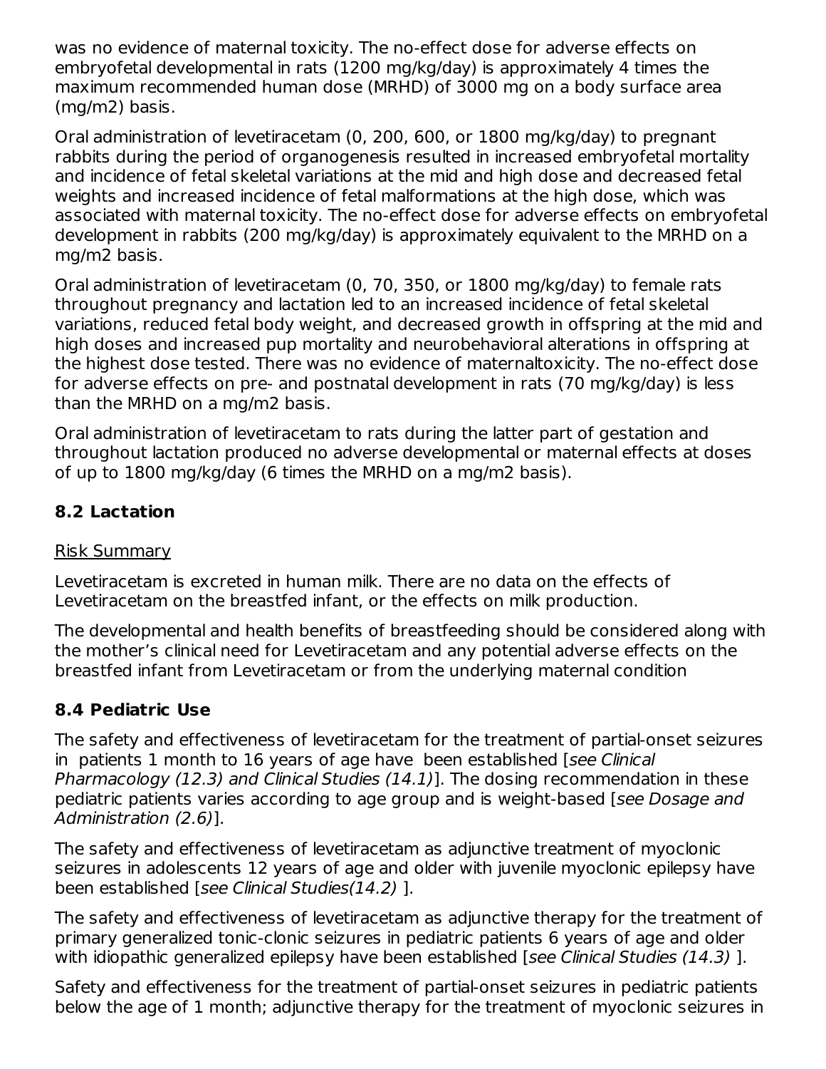was no evidence of maternal toxicity. The no-effect dose for adverse effects on embryofetal developmental in rats (1200 mg/kg/day) is approximately 4 times the maximum recommended human dose (MRHD) of 3000 mg on a body surface area (mg/m2) basis.

Oral administration of levetiracetam (0, 200, 600, or 1800 mg/kg/day) to pregnant rabbits during the period of organogenesis resulted in increased embryofetal mortality and incidence of fetal skeletal variations at the mid and high dose and decreased fetal weights and increased incidence of fetal malformations at the high dose, which was associated with maternal toxicity. The no-effect dose for adverse effects on embryofetal development in rabbits (200 mg/kg/day) is approximately equivalent to the MRHD on a mg/m2 basis.

Oral administration of levetiracetam (0, 70, 350, or 1800 mg/kg/day) to female rats throughout pregnancy and lactation led to an increased incidence of fetal skeletal variations, reduced fetal body weight, and decreased growth in offspring at the mid and high doses and increased pup mortality and neurobehavioral alterations in offspring at the highest dose tested. There was no evidence of maternaltoxicity. The no-effect dose for adverse effects on pre- and postnatal development in rats (70 mg/kg/day) is less than the MRHD on a mg/m2 basis.

Oral administration of levetiracetam to rats during the latter part of gestation and throughout lactation produced no adverse developmental or maternal effects at doses of up to 1800 mg/kg/day (6 times the MRHD on a mg/m2 basis).

### 8.2 Lactation

Risk Summary

Levetiracetam is excreted in human milk. There are no data on the effects of Levetiracetam on the breastfed infant, or the effects on milk production.

The developmental and health benefits of breastfeeding should be considered along with the mother's clinical need for Levetiracetam and any potential adverse effects on the breastfed infant from Levetiracetam or from the underlying maternal condition

### 8.4 Pediatric Use

The safety and effectiveness of levetiracetam for the treatment of partial-onset seizures in patients 1 month to 16 years of age have been established [*see Clinical Pharmacology (12.3) and Clinical Studies (14.1)*]. The dosing recommendation in these pediatric patients varies according to age group and is weight-based [*see Dosage and Administration (2.6)*].

The safety and effectiveness of levetiracetam as adjunctive treatment of myoclonic seizures in adolescents 12 years of age and older with juvenile myoclonic epilepsy have been established [*see Clinical Studies(14.2)* ].

The safety and effectiveness of levetiracetam as adjunctive therapy for the treatment of primary generalized tonic-clonic seizures in pediatric patients 6 years of age and older with idiopathic generalized epilepsy have been established [*see Clinical Studies (14.3)* ].

Safety and effectiveness for the treatment of partial-onset seizures in pediatric patients below the age of 1 month; adjunctive therapy for the treatment of myoclonic seizures in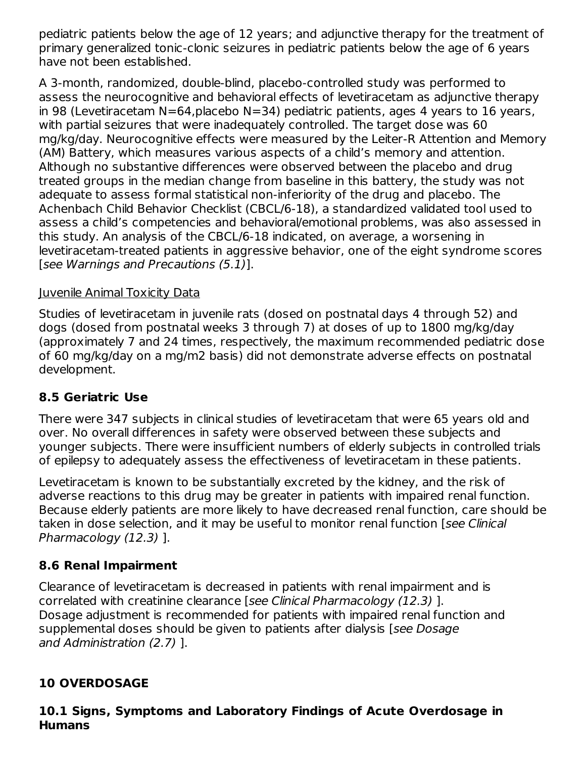pediatric patients below the age of 12 years; and adjunctive therapy for the treatment of primary generalized tonic-clonic seizures in pediatric patients below the age of 6 years have not been established.

A 3-month, randomized, double-blind, placebo-controlled study was performed to assess the neurocognitive and behavioral effects of levetiracetam as adjunctive therapy in 98 (Levetiracetam N=64,placebo N=34) pediatric patients, ages 4 years to 16 years, with partial seizures that were inadequately controlled. The target dose was 60 mg/kg/day. Neurocognitive effects were measured by the Leiter-R Attention and Memory (AM) Battery, which measures various aspects of a child's memory and attention. Although no substantive differences were observed between the placebo and drug treated groups in the median change from baseline in this battery, the study was not adequate to assess formal statistical non-inferiority of the drug and placebo. The Achenbach Child Behavior Checklist (CBCL/6-18), a standardized validated tool used to assess a child's competencies and behavioral/emotional problems, was also assessed in this study. An analysis of the CBCL/6-18 indicated, on average, a worsening in levetiracetam-treated patients in aggressive behavior, one of the eight syndrome scores [*see Warnings and Precautions (5.1)*].

Juvenile Animal Toxicity Data

Studies of levetiracetam in juvenile rats (dosed on postnatal days 4 through 52) and dogs (dosed from postnatal weeks 3 through 7) at doses of up to 1800 mg/kg/day (approximately 7 and 24 times, respectively, the maximum recommended pediatric dose of 60 mg/kg/day on a mg/m2 basis) did not demonstrate adverse effects on postnatal development.

### 8.5 Geriatric Use

There were 347 subjects in clinical studies of levetiracetam that were 65 years old and over. No overall differences in safety were observed between these subjects and younger subjects. There were insufficient numbers of elderly subjects in controlled trials of epilepsy to adequately assess the effectiveness of levetiracetam in these patients.

Levetiracetam is known to be substantially excreted by the kidney, and the risk of adverse reactions to this drug may be greater in patients with impaired renal function. Because elderly patients are more likely to have decreased renal function, care should be taken in dose selection, and it may be useful to monitor renal function [*see Clinical Pharmacology (12.3)* ].

### 8.6 Renal Impairment

Clearance of levetiracetam is decreased in patients with renal impairment and is correlated with creatinine clearance [*see Clinical Pharmacology (12.3)* ].
Dosage adjustment is recommended for patients with impaired renal function and supplemental doses should be given to patients after dialysis [*see Dosage and Administration (2.7)* ].

## 10 OVERDOSAGE

### 10.1 Signs, Symptoms and Laboratory Findings of Acute Overdosage in Humans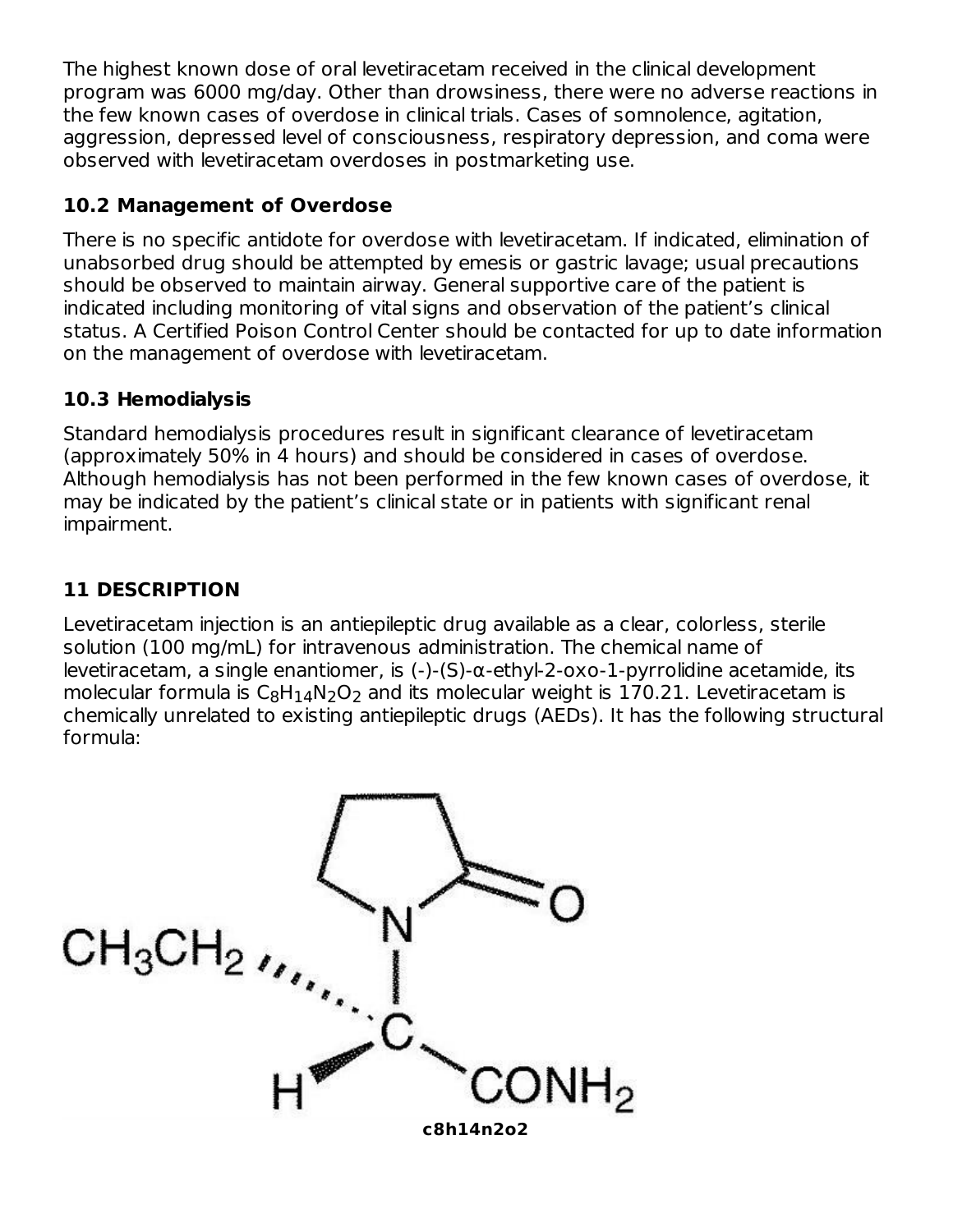The highest known dose of oral levetiracetam received in the clinical development program was 6000 mg/day. Other than drowsiness, there were no adverse reactions in the few known cases of overdose in clinical trials. Cases of somnolence, agitation, aggression, depressed level of consciousness, respiratory depression, and coma were observed with levetiracetam overdoses in postmarketing use.

### 10.2 Management of Overdose

There is no specific antidote for overdose with levetiracetam. If indicated, elimination of unabsorbed drug should be attempted by emesis or gastric lavage; usual precautions should be observed to maintain airway. General supportive care of the patient is indicated including monitoring of vital signs and observation of the patient's clinical status. A Certified Poison Control Center should be contacted for up to date information on the management of overdose with levetiracetam.

### 10.3 Hemodialysis

Standard hemodialysis procedures result in significant clearance of levetiracetam (approximately 50% in 4 hours) and should be considered in cases of overdose. Although hemodialysis has not been performed in the few known cases of overdose, it may be indicated by the patient's clinical state or in patients with significant renal impairment.

## 11 DESCRIPTION

Levetiracetam injection is an antiepileptic drug available as a clear, colorless, sterile solution (100 mg/mL) for intravenous administration. The chemical name of levetiracetam, a single enantiomer, is (-)-(S)-α-ethyl-2-oxo-1-pyrrolidine acetamide, its molecular formula is $C_8H_{14}N_2O_2$ and its molecular weight is 170.21. Levetiracetam is chemically unrelated to existing antiepileptic drugs (AEDs). It has the following structural formula:

**c8h14n2o2**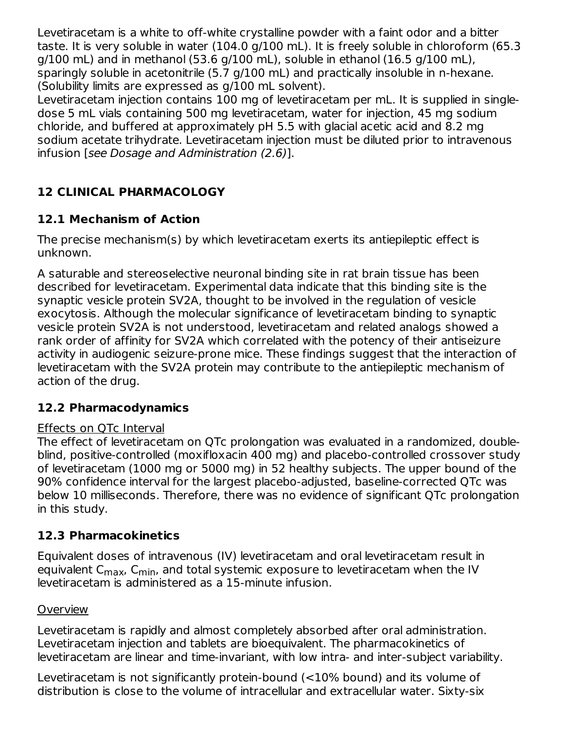Levetiracetam is a white to off-white crystalline powder with a faint odor and a bitter taste. It is very soluble in water (104.0 g/100 mL). It is freely soluble in chloroform (65.3 g/100 mL) and in methanol (53.6 g/100 mL), soluble in ethanol (16.5 g/100 mL), sparingly soluble in acetonitrile (5.7 g/100 mL) and practically insoluble in n-hexane. (Solubility limits are expressed as g/100 mL solvent).

Levetiracetam injection contains 100 mg of levetiracetam per mL. It is supplied in single-dose 5 mL vials containing 500 mg levetiracetam, water for injection, 45 mg sodium chloride, and buffered at approximately pH 5.5 with glacial acetic acid and 8.2 mg sodium acetate trihydrate. Levetiracetam injection must be diluted prior to intravenous infusion [*see Dosage and Administration (2.6)*].

## 12 CLINICAL PHARMACOLOGY

### 12.1 Mechanism of Action

The precise mechanism(s) by which levetiracetam exerts its antiepileptic effect is unknown.

A saturable and stereoselective neuronal binding site in rat brain tissue has been described for levetiracetam. Experimental data indicate that this binding site is the synaptic vesicle protein SV2A, thought to be involved in the regulation of vesicle exocytosis. Although the molecular significance of levetiracetam binding to synaptic vesicle protein SV2A is not understood, levetiracetam and related analogs showed a rank order of affinity for SV2A which correlated with the potency of their antiseizure activity in audiogenic seizure-prone mice. These findings suggest that the interaction of levetiracetam with the SV2A protein may contribute to the antiepileptic mechanism of action of the drug.

### 12.2 Pharmacodynamics

Effects on QTc Interval

The effect of levetiracetam on QTc prolongation was evaluated in a randomized, double-blind, positive-controlled (moxifloxacin 400 mg) and placebo-controlled crossover study of levetiracetam (1000 mg or 5000 mg) in 52 healthy subjects. The upper bound of the 90% confidence interval for the largest placebo-adjusted, baseline-corrected QTc was below 10 milliseconds. Therefore, there was no evidence of significant QTc prolongation in this study.

### 12.3 Pharmacokinetics

Equivalent doses of intravenous (IV) levetiracetam and oral levetiracetam result in equivalent $C_{max}$, $C_{min}$, and total systemic exposure to levetiracetam when the IV levetiracetam is administered as a 15-minute infusion.

Overview

Levetiracetam is rapidly and almost completely absorbed after oral administration. Levetiracetam injection and tablets are bioequivalent. The pharmacokinetics of levetiracetam are linear and time-invariant, with low intra- and inter-subject variability.

Levetiracetam is not significantly protein-bound (<10% bound) and its volume of distribution is close to the volume of intracellular and extracellular water. Sixty-six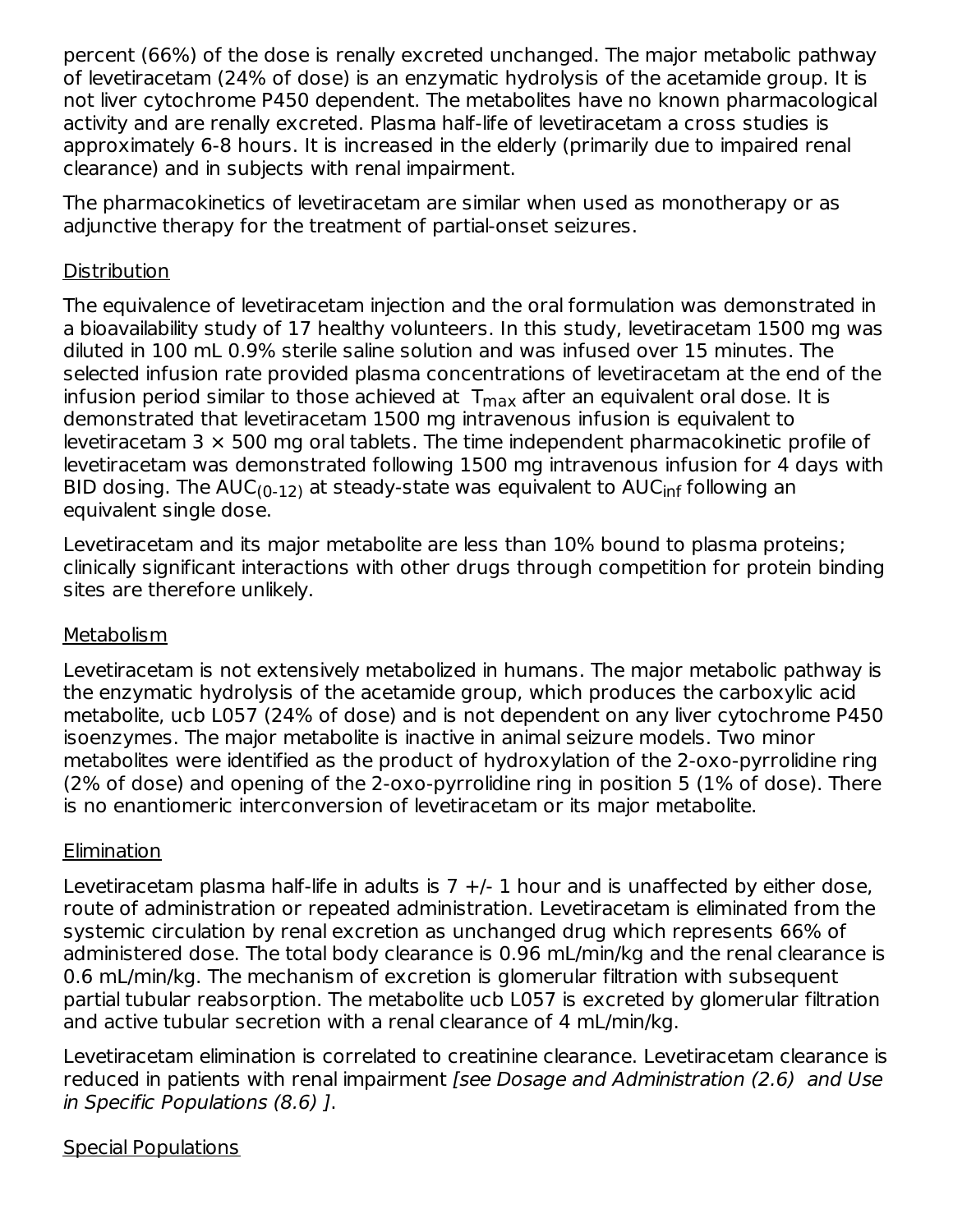percent (66%) of the dose is renally excreted unchanged. The major metabolic pathway of levetiracetam (24% of dose) is an enzymatic hydrolysis of the acetamide group. It is not liver cytochrome P450 dependent. The metabolites have no known pharmacological activity and are renally excreted. Plasma half-life of levetiracetam a cross studies is approximately 6-8 hours. It is increased in the elderly (primarily due to impaired renal clearance) and in subjects with renal impairment.

The pharmacokinetics of levetiracetam are similar when used as monotherapy or as adjunctive therapy for the treatment of partial-onset seizures.

Distribution

The equivalence of levetiracetam injection and the oral formulation was demonstrated in a bioavailability study of 17 healthy volunteers. In this study, levetiracetam 1500 mg was diluted in 100 mL 0.9% sterile saline solution and was infused over 15 minutes. The selected infusion rate provided plasma concentrations of levetiracetam at the end of the infusion period similar to those achieved at $T_{max}$ after an equivalent oral dose. It is demonstrated that levetiracetam 1500 mg intravenous infusion is equivalent to levetiracetam 3 × 500 mg oral tablets. The time independent pharmacokinetic profile of levetiracetam was demonstrated following 1500 mg intravenous infusion for 4 days with BID dosing. The $AUC_{(0-12)}$ at steady-state was equivalent to $AUC_{inf}$ following an equivalent single dose.

Levetiracetam and its major metabolite are less than 10% bound to plasma proteins; clinically significant interactions with other drugs through competition for protein binding sites are therefore unlikely.

Metabolism

Levetiracetam is not extensively metabolized in humans. The major metabolic pathway is the enzymatic hydrolysis of the acetamide group, which produces the carboxylic acid metabolite, ucb L057 (24% of dose) and is not dependent on any liver cytochrome P450 isoenzymes. The major metabolite is inactive in animal seizure models. Two minor metabolites were identified as the product of hydroxylation of the 2-oxo-pyrrolidine ring (2% of dose) and opening of the 2-oxo-pyrrolidine ring in position 5 (1% of dose). There is no enantiomeric interconversion of levetiracetam or its major metabolite.

Elimination

Levetiracetam plasma half-life in adults is 7 +/- 1 hour and is unaffected by either dose, route of administration or repeated administration. Levetiracetam is eliminated from the systemic circulation by renal excretion as unchanged drug which represents 66% of administered dose. The total body clearance is 0.96 mL/min/kg and the renal clearance is 0.6 mL/min/kg. The mechanism of excretion is glomerular filtration with subsequent partial tubular reabsorption. The metabolite ucb L057 is excreted by glomerular filtration and active tubular secretion with a renal clearance of 4 mL/min/kg.

Levetiracetam elimination is correlated to creatinine clearance. Levetiracetam clearance is reduced in patients with renal impairment *[see Dosage and Administration (2.6) and Use in Specific Populations (8.6) ]*.

Special Populations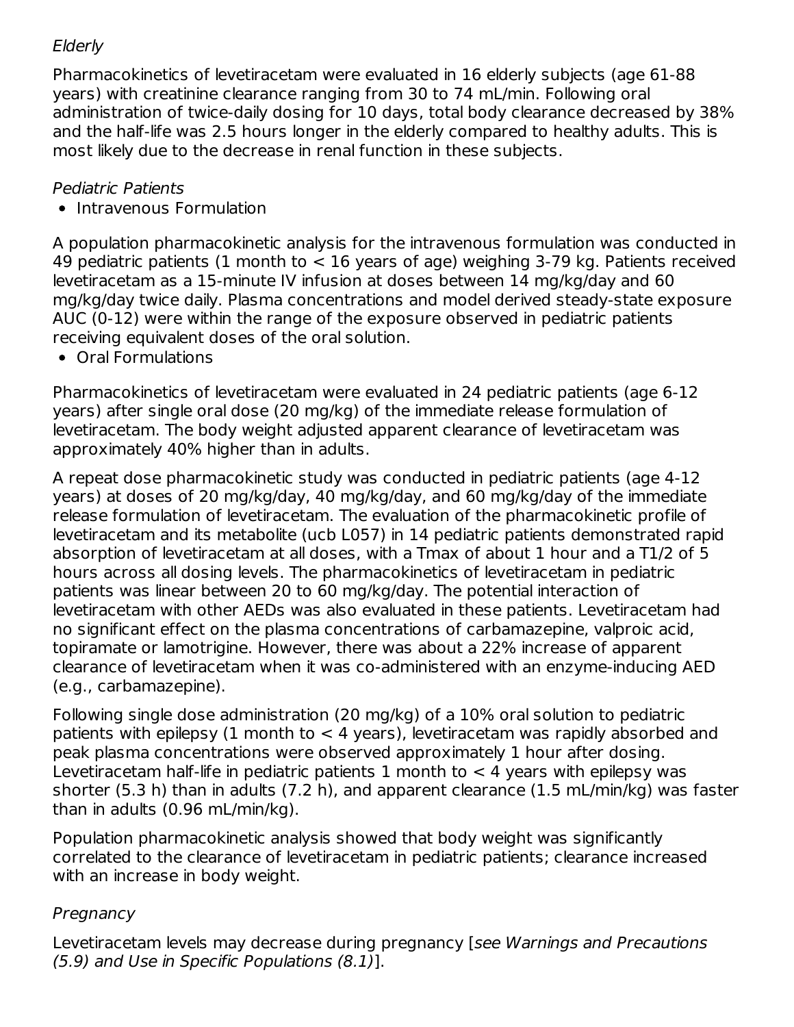*Elderly*

Pharmacokinetics of levetiracetam were evaluated in 16 elderly subjects (age 61-88 years) with creatinine clearance ranging from 30 to 74 mL/min. Following oral administration of twice-daily dosing for 10 days, total body clearance decreased by 38% and the half-life was 2.5 hours longer in the elderly compared to healthy adults. This is most likely due to the decrease in renal function in these subjects.

*Pediatric Patients*

- Intravenous Formulation

A population pharmacokinetic analysis for the intravenous formulation was conducted in 49 pediatric patients (1 month to < 16 years of age) weighing 3-79 kg. Patients received levetiracetam as a 15-minute IV infusion at doses between 14 mg/kg/day and 60 mg/kg/day twice daily. Plasma concentrations and model derived steady-state exposure AUC (0-12) were within the range of the exposure observed in pediatric patients receiving equivalent doses of the oral solution.

- Oral Formulations

Pharmacokinetics of levetiracetam were evaluated in 24 pediatric patients (age 6-12 years) after single oral dose (20 mg/kg) of the immediate release formulation of levetiracetam. The body weight adjusted apparent clearance of levetiracetam was approximately 40% higher than in adults.

A repeat dose pharmacokinetic study was conducted in pediatric patients (age 4-12 years) at doses of 20 mg/kg/day, 40 mg/kg/day, and 60 mg/kg/day of the immediate release formulation of levetiracetam. The evaluation of the pharmacokinetic profile of levetiracetam and its metabolite (ucb L057) in 14 pediatric patients demonstrated rapid absorption of levetiracetam at all doses, with a Tmax of about 1 hour and a T1/2 of 5 hours across all dosing levels. The pharmacokinetics of levetiracetam in pediatric patients was linear between 20 to 60 mg/kg/day. The potential interaction of levetiracetam with other AEDs was also evaluated in these patients. Levetiracetam had no significant effect on the plasma concentrations of carbamazepine, valproic acid, topiramate or lamotrigine. However, there was about a 22% increase of apparent clearance of levetiracetam when it was co-administered with an enzyme-inducing AED (e.g., carbamazepine).

Following single dose administration (20 mg/kg) of a 10% oral solution to pediatric patients with epilepsy (1 month to < 4 years), levetiracetam was rapidly absorbed and peak plasma concentrations were observed approximately 1 hour after dosing. Levetiracetam half-life in pediatric patients 1 month to < 4 years with epilepsy was shorter (5.3 h) than in adults (7.2 h), and apparent clearance (1.5 mL/min/kg) was faster than in adults (0.96 mL/min/kg).

Population pharmacokinetic analysis showed that body weight was significantly correlated to the clearance of levetiracetam in pediatric patients; clearance increased with an increase in body weight.

*Pregnancy*

Levetiracetam levels may decrease during pregnancy [*see Warnings and Precautions (5.9) and Use in Specific Populations (8.1)*].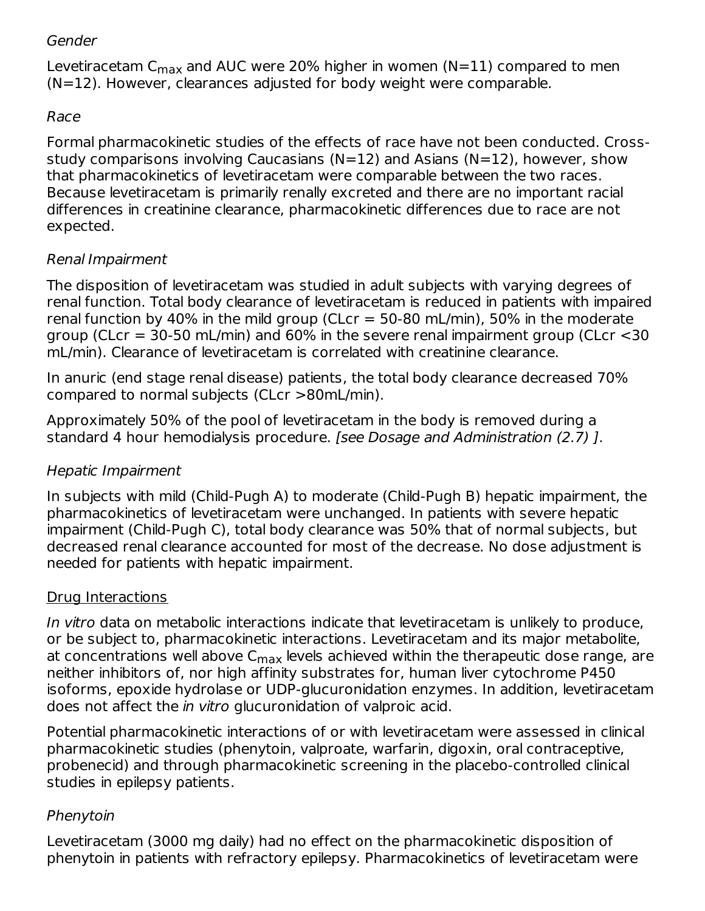*Gender*

Levetiracetam $C_{max}$ and AUC were 20% higher in women (N=11) compared to men (N=12). However, clearances adjusted for body weight were comparable.

*Race*

Formal pharmacokinetic studies of the effects of race have not been conducted. Cross-study comparisons involving Caucasians (N=12) and Asians (N=12), however, show that pharmacokinetics of levetiracetam were comparable between the two races. Because levetiracetam is primarily renally excreted and there are no important racial differences in creatinine clearance, pharmacokinetic differences due to race are not expected.

*Renal Impairment*

The disposition of levetiracetam was studied in adult subjects with varying degrees of renal function. Total body clearance of levetiracetam is reduced in patients with impaired renal function by 40% in the mild group (CLcr = 50-80 mL/min), 50% in the moderate group (CLcr = 30-50 mL/min) and 60% in the severe renal impairment group (CLcr <30 mL/min). Clearance of levetiracetam is correlated with creatinine clearance.

In anuric (end stage renal disease) patients, the total body clearance decreased 70% compared to normal subjects (CLcr >80mL/min).

Approximately 50% of the pool of levetiracetam in the body is removed during a standard 4 hour hemodialysis procedure. *[see Dosage and Administration (2.7) ]*.

*Hepatic Impairment*

In subjects with mild (Child-Pugh A) to moderate (Child-Pugh B) hepatic impairment, the pharmacokinetics of levetiracetam were unchanged. In patients with severe hepatic impairment (Child-Pugh C), total body clearance was 50% that of normal subjects, but decreased renal clearance accounted for most of the decrease. No dose adjustment is needed for patients with hepatic impairment.

Drug Interactions

*In vitro* data on metabolic interactions indicate that levetiracetam is unlikely to produce, or be subject to, pharmacokinetic interactions. Levetiracetam and its major metabolite, at concentrations well above $C_{max}$ levels achieved within the therapeutic dose range, are neither inhibitors of, nor high affinity substrates for, human liver cytochrome P450 isoforms, epoxide hydrolase or UDP-glucuronidation enzymes. In addition, levetiracetam does not affect the *in vitro* glucuronidation of valproic acid.

Potential pharmacokinetic interactions of or with levetiracetam were assessed in clinical pharmacokinetic studies (phenytoin, valproate, warfarin, digoxin, oral contraceptive, probenecid) and through pharmacokinetic screening in the placebo-controlled clinical studies in epilepsy patients.

*Phenytoin*

Levetiracetam (3000 mg daily) had no effect on the pharmacokinetic disposition of phenytoin in patients with refractory epilepsy. Pharmacokinetics of levetiracetam were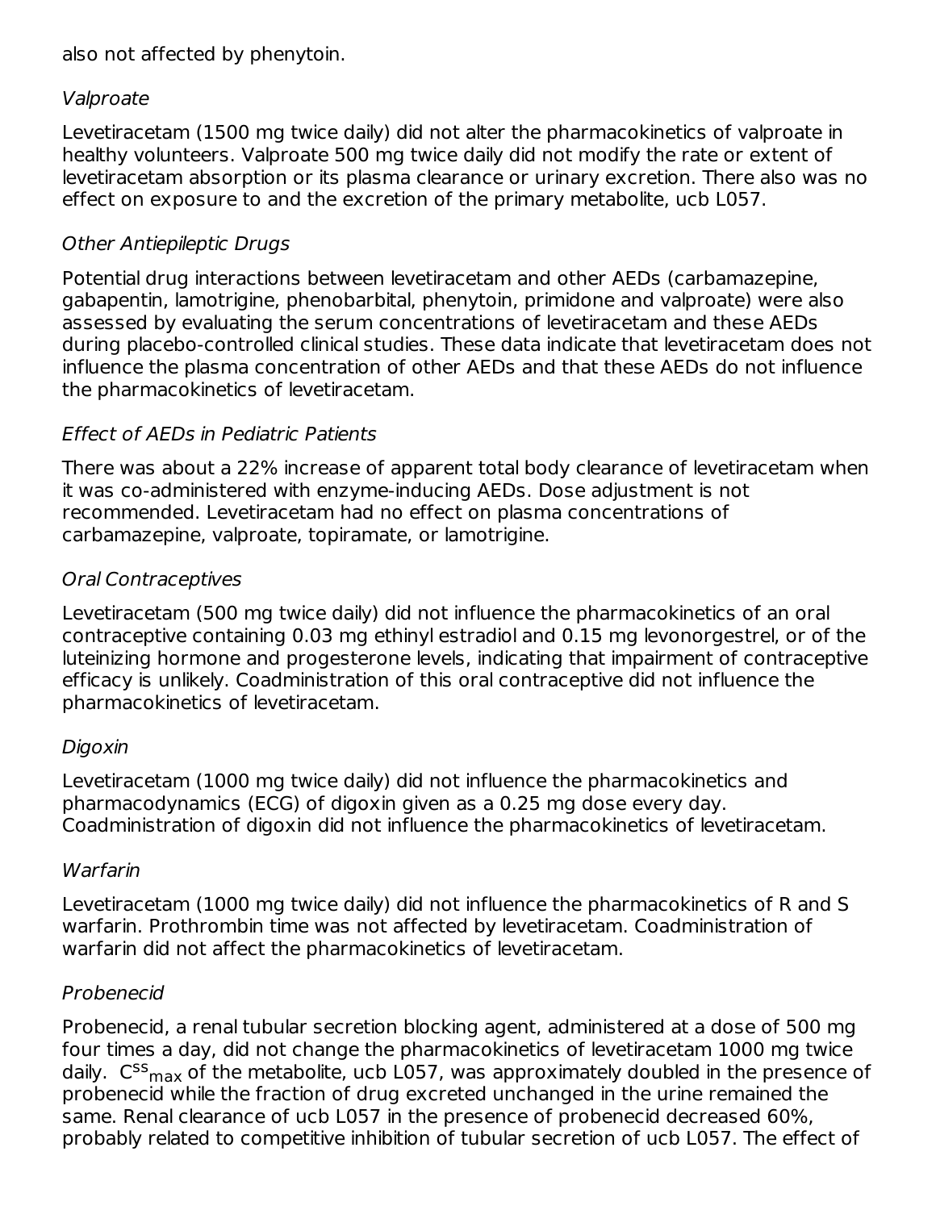also not affected by phenytoin.

*Valproate*

Levetiracetam (1500 mg twice daily) did not alter the pharmacokinetics of valproate in healthy volunteers. Valproate 500 mg twice daily did not modify the rate or extent of levetiracetam absorption or its plasma clearance or urinary excretion. There also was no effect on exposure to and the excretion of the primary metabolite, ucb L057.

*Other Antiepileptic Drugs*

Potential drug interactions between levetiracetam and other AEDs (carbamazepine, gabapentin, lamotrigine, phenobarbital, phenytoin, primidone and valproate) were also assessed by evaluating the serum concentrations of levetiracetam and these AEDs during placebo-controlled clinical studies. These data indicate that levetiracetam does not influence the plasma concentration of other AEDs and that these AEDs do not influence the pharmacokinetics of levetiracetam.

*Effect of AEDs in Pediatric Patients*

There was about a 22% increase of apparent total body clearance of levetiracetam when it was co-administered with enzyme-inducing AEDs. Dose adjustment is not recommended. Levetiracetam had no effect on plasma concentrations of carbamazepine, valproate, topiramate, or lamotrigine.

*Oral Contraceptives*

Levetiracetam (500 mg twice daily) did not influence the pharmacokinetics of an oral contraceptive containing 0.03 mg ethinyl estradiol and 0.15 mg levonorgestrel, or of the luteinizing hormone and progesterone levels, indicating that impairment of contraceptive efficacy is unlikely. Coadministration of this oral contraceptive did not influence the pharmacokinetics of levetiracetam.

*Digoxin*

Levetiracetam (1000 mg twice daily) did not influence the pharmacokinetics and pharmacodynamics (ECG) of digoxin given as a 0.25 mg dose every day. Coadministration of digoxin did not influence the pharmacokinetics of levetiracetam.

*Warfarin*

Levetiracetam (1000 mg twice daily) did not influence the pharmacokinetics of R and S warfarin. Prothrombin time was not affected by levetiracetam. Coadministration of warfarin did not affect the pharmacokinetics of levetiracetam.

*Probenecid*

Probenecid, a renal tubular secretion blocking agent, administered at a dose of 500 mg four times a day, did not change the pharmacokinetics of levetiracetam 1000 mg twice daily. $C^{ss}_{max}$ of the metabolite, ucb L057, was approximately doubled in the presence of probenecid while the fraction of drug excreted unchanged in the urine remained the same. Renal clearance of ucb L057 in the presence of probenecid decreased 60%, probably related to competitive inhibition of tubular secretion of ucb L057. The effect of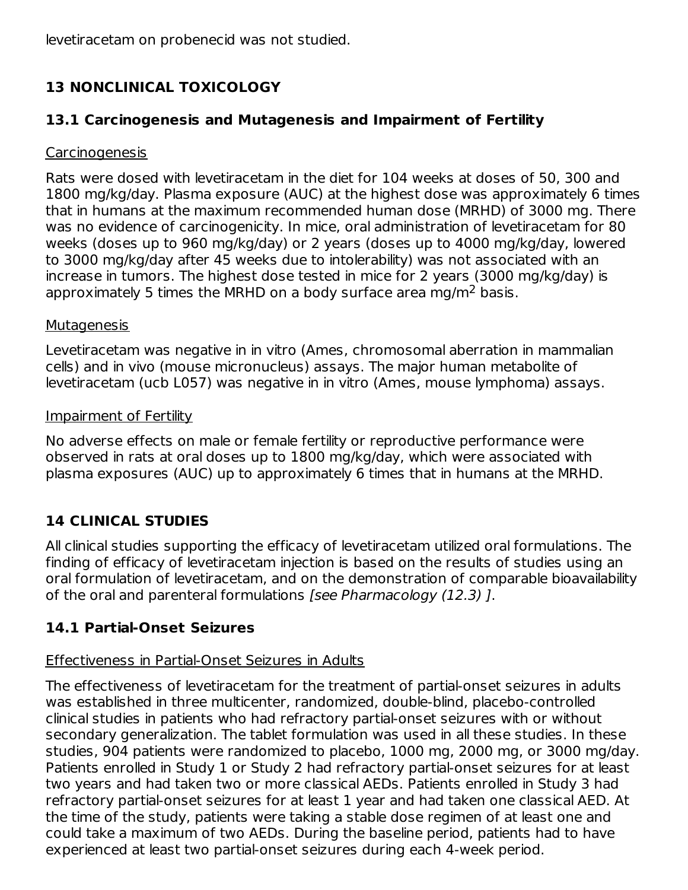levetiracetam on probenecid was not studied.

## 13 NONCLINICAL TOXICOLOGY

### 13.1 Carcinogenesis and Mutagenesis and Impairment of Fertility

Carcinogenesis

Rats were dosed with levetiracetam in the diet for 104 weeks at doses of 50, 300 and 1800 mg/kg/day. Plasma exposure (AUC) at the highest dose was approximately 6 times that in humans at the maximum recommended human dose (MRHD) of 3000 mg. There was no evidence of carcinogenicity. In mice, oral administration of levetiracetam for 80 weeks (doses up to 960 mg/kg/day) or 2 years (doses up to 4000 mg/kg/day, lowered to 3000 mg/kg/day after 45 weeks due to intolerability) was not associated with an increase in tumors. The highest dose tested in mice for 2 years (3000 mg/kg/day) is approximately 5 times the MRHD on a body surface area $mg/m^2$ basis.

Mutagenesis

Levetiracetam was negative in in vitro (Ames, chromosomal aberration in mammalian cells) and in vivo (mouse micronucleus) assays. The major human metabolite of levetiracetam (ucb L057) was negative in in vitro (Ames, mouse lymphoma) assays.

Impairment of Fertility

No adverse effects on male or female fertility or reproductive performance were observed in rats at oral doses up to 1800 mg/kg/day, which were associated with plasma exposures (AUC) up to approximately 6 times that in humans at the MRHD.

## 14 CLINICAL STUDIES

All clinical studies supporting the efficacy of levetiracetam utilized oral formulations. The finding of efficacy of levetiracetam injection is based on the results of studies using an oral formulation of levetiracetam, and on the demonstration of comparable bioavailability of the oral and parenteral formulations *[see Pharmacology (12.3) ]*.

### 14.1 Partial-Onset Seizures

Effectiveness in Partial-Onset Seizures in Adults

The effectiveness of levetiracetam for the treatment of partial-onset seizures in adults was established in three multicenter, randomized, double-blind, placebo-controlled clinical studies in patients who had refractory partial-onset seizures with or without secondary generalization. The tablet formulation was used in all these studies. In these studies, 904 patients were randomized to placebo, 1000 mg, 2000 mg, or 3000 mg/day. Patients enrolled in Study 1 or Study 2 had refractory partial-onset seizures for at least two years and had taken two or more classical AEDs. Patients enrolled in Study 3 had refractory partial-onset seizures for at least 1 year and had taken one classical AED. At the time of the study, patients were taking a stable dose regimen of at least one and could take a maximum of two AEDs. During the baseline period, patients had to have experienced at least two partial-onset seizures during each 4-week period.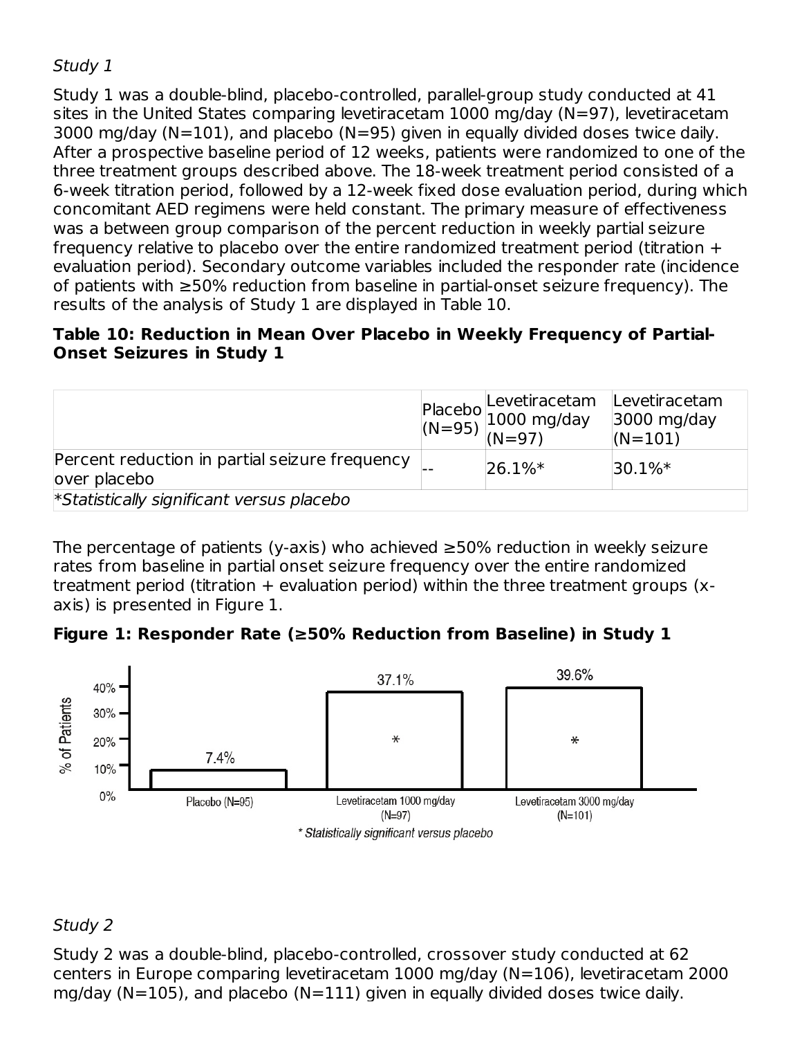*Study 1*

Study 1 was a double-blind, placebo-controlled, parallel-group study conducted at 41 sites in the United States comparing levetiracetam 1000 mg/day (N=97), levetiracetam 3000 mg/day (N=101), and placebo (N=95) given in equally divided doses twice daily. After a prospective baseline period of 12 weeks, patients were randomized to one of the three treatment groups described above. The 18-week treatment period consisted of a 6-week titration period, followed by a 12-week fixed dose evaluation period, during which concomitant AED regimens were held constant. The primary measure of effectiveness was a between group comparison of the percent reduction in weekly partial seizure frequency relative to placebo over the entire randomized treatment period (titration + evaluation period). Secondary outcome variables included the responder rate (incidence of patients with ≥50% reduction from baseline in partial-onset seizure frequency). The results of the analysis of Study 1 are displayed in Table 10.

**Table 10: Reduction in Mean Over Placebo in Weekly Frequency of Partial-Onset Seizures in Study 1**

| | Placebo (N=95) | Levetiracetam 1000 mg/day (N=97) | Levetiracetam 3000 mg/day (N=101) |
|---|---|---|---|
| Percent reduction in partial seizure frequency over placebo | -- | 26.1%* | 30.1%* |
| *\*Statistically significant versus placebo* | | | |

The percentage of patients (y-axis) who achieved ≥50% reduction in weekly seizure rates from baseline in partial onset seizure frequency over the entire randomized treatment period (titration + evaluation period) within the three treatment groups (x-axis) is presented in Figure 1.

**Figure 1: Responder Rate (≥50% Reduction from Baseline) in Study 1**

| Treatment group | % of Patients |
|---|---|
| Placebo (N=95) | 7.4% |
| Levetiracetam 1000 mg/day (N=97) | 37.1%* |
| Levetiracetam 3000 mg/day (N=101) | 39.6%* |

*\* Statistically significant versus placebo*

*Study 2*

Study 2 was a double-blind, placebo-controlled, crossover study conducted at 62 centers in Europe comparing levetiracetam 1000 mg/day (N=106), levetiracetam 2000 mg/day (N=105), and placebo (N=111) given in equally divided doses twice daily.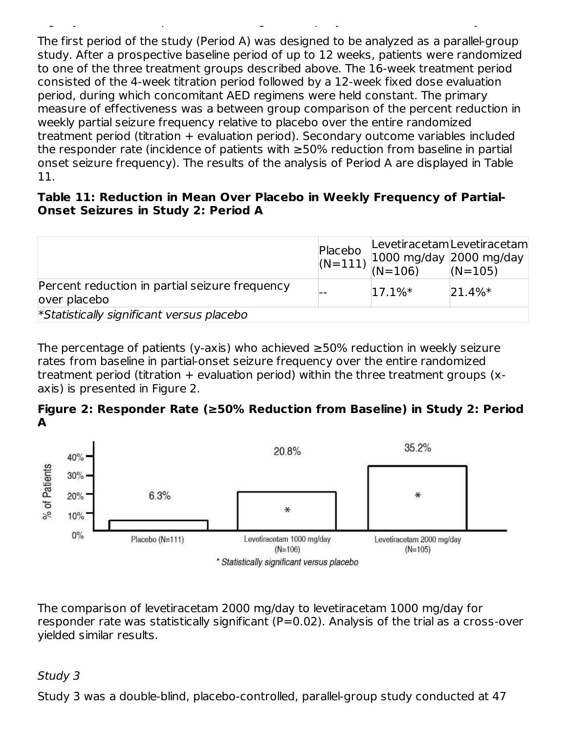The first period of the study (Period A) was designed to be analyzed as a parallel-group study. After a prospective baseline period of up to 12 weeks, patients were randomized to one of the three treatment groups described above. The 16-week treatment period consisted of the 4-week titration period followed by a 12-week fixed dose evaluation period, during which concomitant AED regimens were held constant. The primary measure of effectiveness was a between group comparison of the percent reduction in weekly partial seizure frequency relative to placebo over the entire randomized treatment period (titration + evaluation period). Secondary outcome variables included the responder rate (incidence of patients with ≥50% reduction from baseline in partial onset seizure frequency). The results of the analysis of Period A are displayed in Table 11.

**Table 11: Reduction in Mean Over Placebo in Weekly Frequency of Partial-Onset Seizures in Study 2: Period A**

| | Placebo (N=111) | Levetiracetam 1000 mg/day (N=106) | Levetiracetam 2000 mg/day (N=105) |
| --- | --- | --- | --- |
| Percent reduction in partial seizure frequency over placebo | -- | 17.1%* | 21.4%* |
| *Statistically significant versus placebo | | | |

The percentage of patients (y-axis) who achieved ≥50% reduction in weekly seizure rates from baseline in partial-onset seizure frequency over the entire randomized treatment period (titration + evaluation period) within the three treatment groups (x-axis) is presented in Figure 2.

**Figure 2: Responder Rate (≥50% Reduction from Baseline) in Study 2: Period A**

| | Placebo (N=111) | Levetiracetam 1000 mg/day (N=106) | Levetiracetam 2000 mg/day (N=105) |
| --- | --- | --- | --- |
| % of Patients | 6.3% | 20.8%* | 35.2%* |

\* Statistically significant versus placebo

The comparison of levetiracetam 2000 mg/day to levetiracetam 1000 mg/day for responder rate was statistically significant (P=0.02). Analysis of the trial as a cross-over yielded similar results.

*Study 3*

Study 3 was a double-blind, placebo-controlled, parallel-group study conducted at 47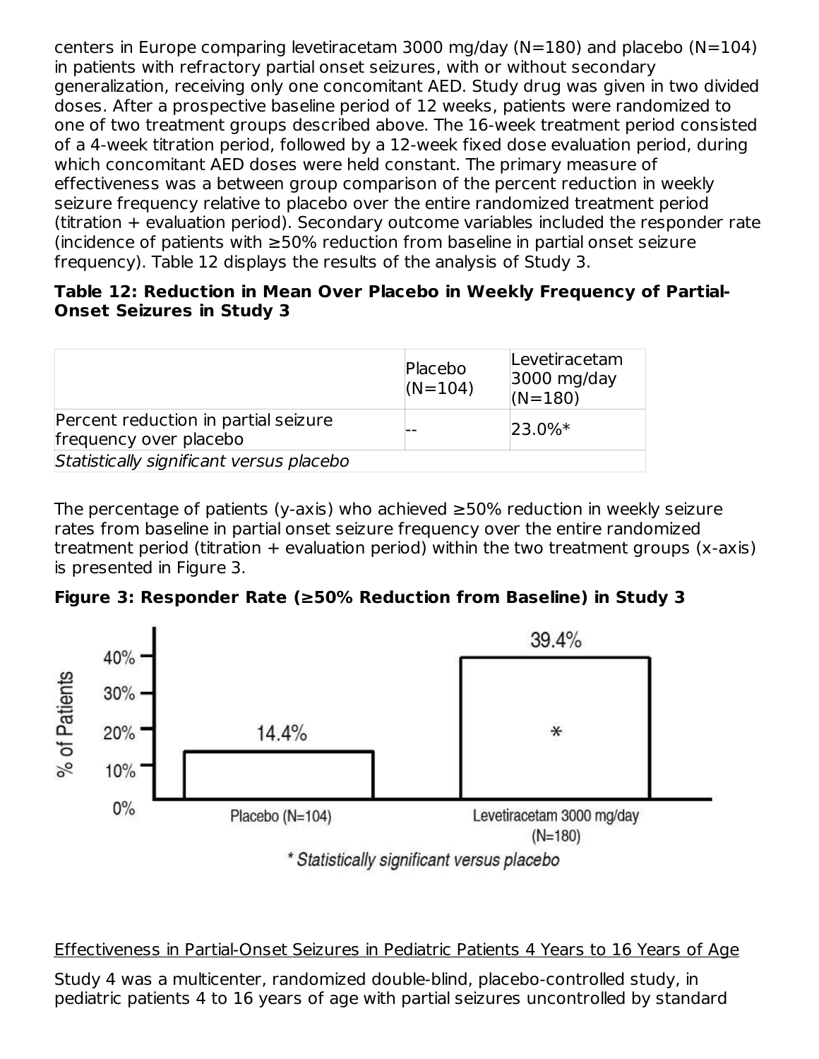centers in Europe comparing levetiracetam 3000 mg/day (N=180) and placebo (N=104) in patients with refractory partial onset seizures, with or without secondary generalization, receiving only one concomitant AED. Study drug was given in two divided doses. After a prospective baseline period of 12 weeks, patients were randomized to one of two treatment groups described above. The 16-week treatment period consisted of a 4-week titration period, followed by a 12-week fixed dose evaluation period, during which concomitant AED doses were held constant. The primary measure of effectiveness was a between group comparison of the percent reduction in weekly seizure frequency relative to placebo over the entire randomized treatment period (titration + evaluation period). Secondary outcome variables included the responder rate (incidence of patients with ≥50% reduction from baseline in partial onset seizure frequency). Table 12 displays the results of the analysis of Study 3.

**Table 12: Reduction in Mean Over Placebo in Weekly Frequency of Partial-Onset Seizures in Study 3**

| | Placebo (N=104) | Levetiracetam 3000 mg/day (N=180) |
|---|---|---|
| Percent reduction in partial seizure frequency over placebo | -- | 23.0%* |
| *Statistically significant versus placebo* | | |

The percentage of patients (y-axis) who achieved ≥50% reduction in weekly seizure rates from baseline in partial onset seizure frequency over the entire randomized treatment period (titration + evaluation period) within the two treatment groups (x-axis) is presented in Figure 3.

**Figure 3: Responder Rate (≥50% Reduction from Baseline) in Study 3**

| | Placebo (N=104) | Levetiracetam 3000 mg/day (N=180) |
|---|---|---|
| % of Patients | 14.4% | 39.4%* |

*\* Statistically significant versus placebo*

<u>Effectiveness in Partial-Onset Seizures in Pediatric Patients 4 Years to 16 Years of Age</u>

Study 4 was a multicenter, randomized double-blind, placebo-controlled study, in pediatric patients 4 to 16 years of age with partial seizures uncontrolled by standard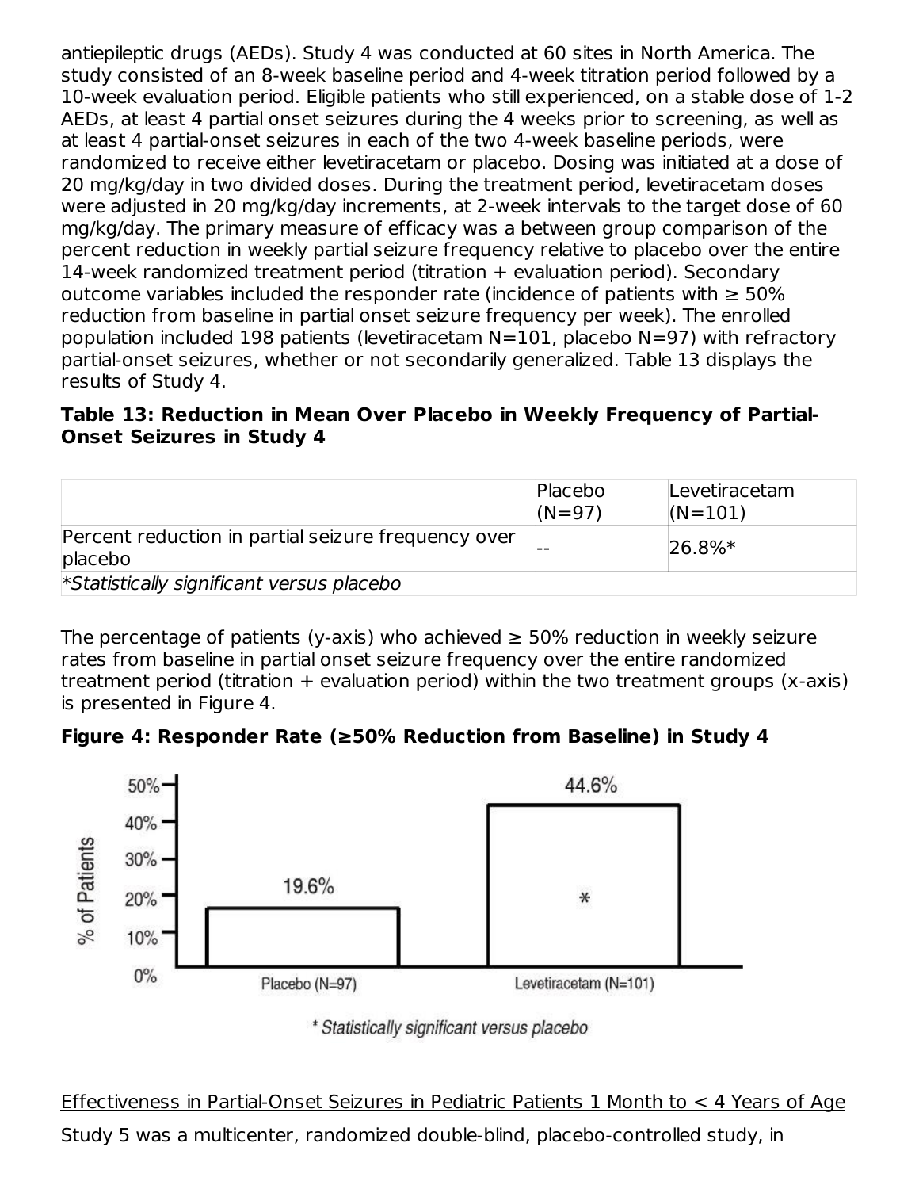antiepileptic drugs (AEDs). Study 4 was conducted at 60 sites in North America. The study consisted of an 8-week baseline period and 4-week titration period followed by a 10-week evaluation period. Eligible patients who still experienced, on a stable dose of 1-2 AEDs, at least 4 partial onset seizures during the 4 weeks prior to screening, as well as at least 4 partial-onset seizures in each of the two 4-week baseline periods, were randomized to receive either levetiracetam or placebo. Dosing was initiated at a dose of 20 mg/kg/day in two divided doses. During the treatment period, levetiracetam doses were adjusted in 20 mg/kg/day increments, at 2-week intervals to the target dose of 60 mg/kg/day. The primary measure of efficacy was a between group comparison of the percent reduction in weekly partial seizure frequency relative to placebo over the entire 14-week randomized treatment period (titration + evaluation period). Secondary outcome variables included the responder rate (incidence of patients with ≥ 50% reduction from baseline in partial onset seizure frequency per week). The enrolled population included 198 patients (levetiracetam N=101, placebo N=97) with refractory partial-onset seizures, whether or not secondarily generalized. Table 13 displays the results of Study 4.

**Table 13: Reduction in Mean Over Placebo in Weekly Frequency of Partial-Onset Seizures in Study 4**

| | Placebo (N=97) | Levetiracetam (N=101) |
|---|---|---|
| Percent reduction in partial seizure frequency over placebo | -- | 26.8%* |
| *Statistically significant versus placebo | | |

The percentage of patients (y-axis) who achieved ≥ 50% reduction in weekly seizure rates from baseline in partial onset seizure frequency over the entire randomized treatment period (titration + evaluation period) within the two treatment groups (x-axis) is presented in Figure 4.

**Figure 4: Responder Rate (≥50% Reduction from Baseline) in Study 4**

| | Placebo (N=97) | Levetiracetam (N=101) |
|---|---|---|
| % of Patients | 19.6% | 44.6%* |

*\* Statistically significant versus placebo*

Effectiveness in Partial-Onset Seizures in Pediatric Patients 1 Month to < 4 Years of Age

Study 5 was a multicenter, randomized double-blind, placebo-controlled study, in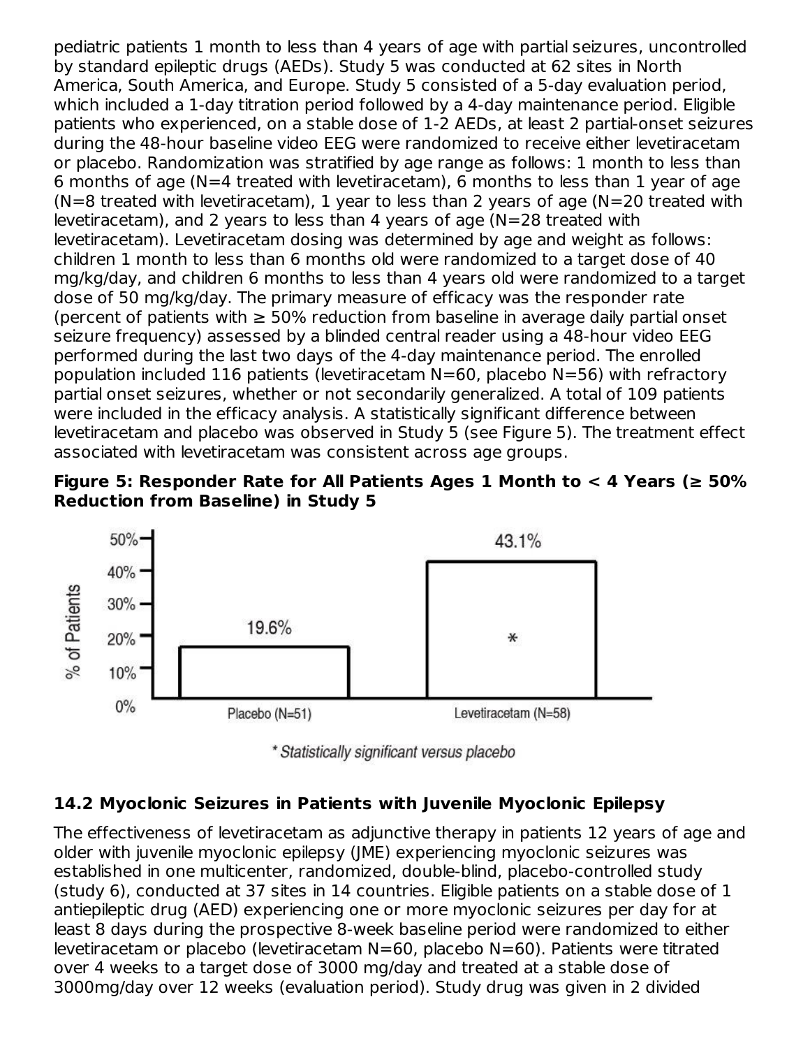pediatric patients 1 month to less than 4 years of age with partial seizures, uncontrolled by standard epileptic drugs (AEDs). Study 5 was conducted at 62 sites in North America, South America, and Europe. Study 5 consisted of a 5-day evaluation period, which included a 1-day titration period followed by a 4-day maintenance period. Eligible patients who experienced, on a stable dose of 1-2 AEDs, at least 2 partial-onset seizures during the 48-hour baseline video EEG were randomized to receive either levetiracetam or placebo. Randomization was stratified by age range as follows: 1 month to less than 6 months of age (N=4 treated with levetiracetam), 6 months to less than 1 year of age (N=8 treated with levetiracetam), 1 year to less than 2 years of age (N=20 treated with levetiracetam), and 2 years to less than 4 years of age (N=28 treated with levetiracetam). Levetiracetam dosing was determined by age and weight as follows: children 1 month to less than 6 months old were randomized to a target dose of 40 mg/kg/day, and children 6 months to less than 4 years old were randomized to a target dose of 50 mg/kg/day. The primary measure of efficacy was the responder rate (percent of patients with ≥ 50% reduction from baseline in average daily partial onset seizure frequency) assessed by a blinded central reader using a 48-hour video EEG performed during the last two days of the 4-day maintenance period. The enrolled population included 116 patients (levetiracetam N=60, placebo N=56) with refractory partial onset seizures, whether or not secondarily generalized. A total of 109 patients were included in the efficacy analysis. A statistically significant difference between levetiracetam and placebo was observed in Study 5 (see Figure 5). The treatment effect associated with levetiracetam was consistent across age groups.

**Figure 5: Responder Rate for All Patients Ages 1 Month to < 4 Years (≥ 50% Reduction from Baseline) in Study 5**

| | Placebo (N=51) | Levetiracetam (N=58) |
|---|---|---|
| % of Patients | 19.6% | 43.1%* |

*\* Statistically significant versus placebo*

### 14.2 Myoclonic Seizures in Patients with Juvenile Myoclonic Epilepsy

The effectiveness of levetiracetam as adjunctive therapy in patients 12 years of age and older with juvenile myoclonic epilepsy (JME) experiencing myoclonic seizures was established in one multicenter, randomized, double-blind, placebo-controlled study (study 6), conducted at 37 sites in 14 countries. Eligible patients on a stable dose of 1 antiepileptic drug (AED) experiencing one or more myoclonic seizures per day for at least 8 days during the prospective 8-week baseline period were randomized to either levetiracetam or placebo (levetiracetam N=60, placebo N=60). Patients were titrated over 4 weeks to a target dose of 3000 mg/day and treated at a stable dose of 3000mg/day over 12 weeks (evaluation period). Study drug was given in 2 divided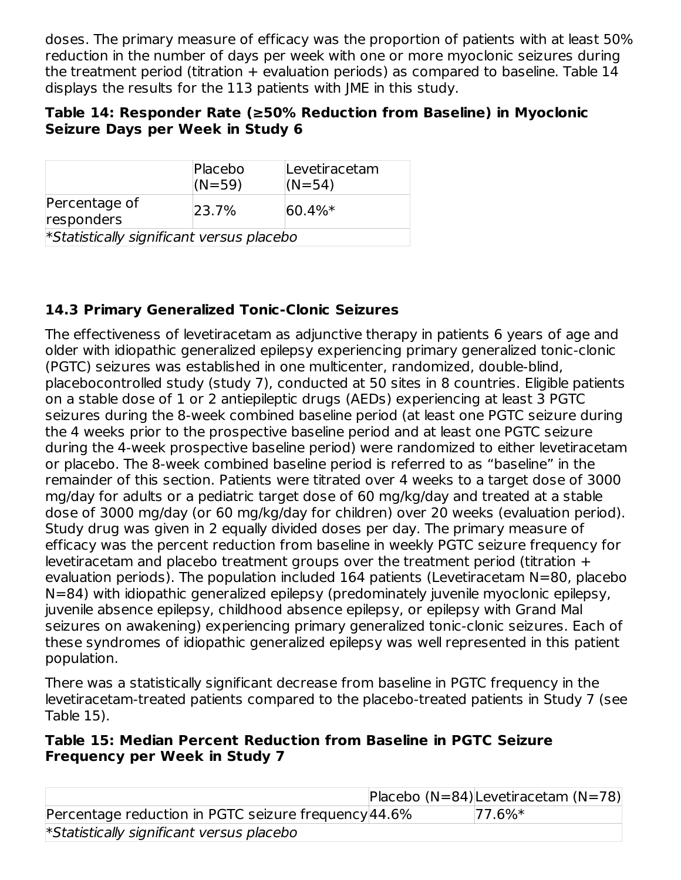doses. The primary measure of efficacy was the proportion of patients with at least 50% reduction in the number of days per week with one or more myoclonic seizures during the treatment period (titration + evaluation periods) as compared to baseline. Table 14 displays the results for the 113 patients with JME in this study.

**Table 14: Responder Rate (≥50% Reduction from Baseline) in Myoclonic Seizure Days per Week in Study 6**

| | Placebo (N=59) | Levetiracetam (N=54) |
|---|---|---|
| Percentage of responders | 23.7% | 60.4%* |
| *\*Statistically significant versus placebo* | | |

### 14.3 Primary Generalized Tonic-Clonic Seizures

The effectiveness of levetiracetam as adjunctive therapy in patients 6 years of age and older with idiopathic generalized epilepsy experiencing primary generalized tonic-clonic (PGTC) seizures was established in one multicenter, randomized, double-blind, placebocontrolled study (study 7), conducted at 50 sites in 8 countries. Eligible patients on a stable dose of 1 or 2 antiepileptic drugs (AEDs) experiencing at least 3 PGTC seizures during the 8-week combined baseline period (at least one PGTC seizure during the 4 weeks prior to the prospective baseline period and at least one PGTC seizure during the 4-week prospective baseline period) were randomized to either levetiracetam or placebo. The 8-week combined baseline period is referred to as "baseline" in the remainder of this section. Patients were titrated over 4 weeks to a target dose of 3000 mg/day for adults or a pediatric target dose of 60 mg/kg/day and treated at a stable dose of 3000 mg/day (or 60 mg/kg/day for children) over 20 weeks (evaluation period). Study drug was given in 2 equally divided doses per day. The primary measure of efficacy was the percent reduction from baseline in weekly PGTC seizure frequency for levetiracetam and placebo treatment groups over the treatment period (titration + evaluation periods). The population included 164 patients (Levetiracetam N=80, placebo N=84) with idiopathic generalized epilepsy (predominately juvenile myoclonic epilepsy, juvenile absence epilepsy, childhood absence epilepsy, or epilepsy with Grand Mal seizures on awakening) experiencing primary generalized tonic-clonic seizures. Each of these syndromes of idiopathic generalized epilepsy was well represented in this patient population.

There was a statistically significant decrease from baseline in PGTC frequency in the levetiracetam-treated patients compared to the placebo-treated patients in Study 7 (see Table 15).

**Table 15: Median Percent Reduction from Baseline in PGTC Seizure Frequency per Week in Study 7**

| | Placebo (N=84) | Levetiracetam (N=78) |
|---|---|---|
| Percentage reduction in PGTC seizure frequency | 44.6% | 77.6%* |
| *\*Statistically significant versus placebo* | | |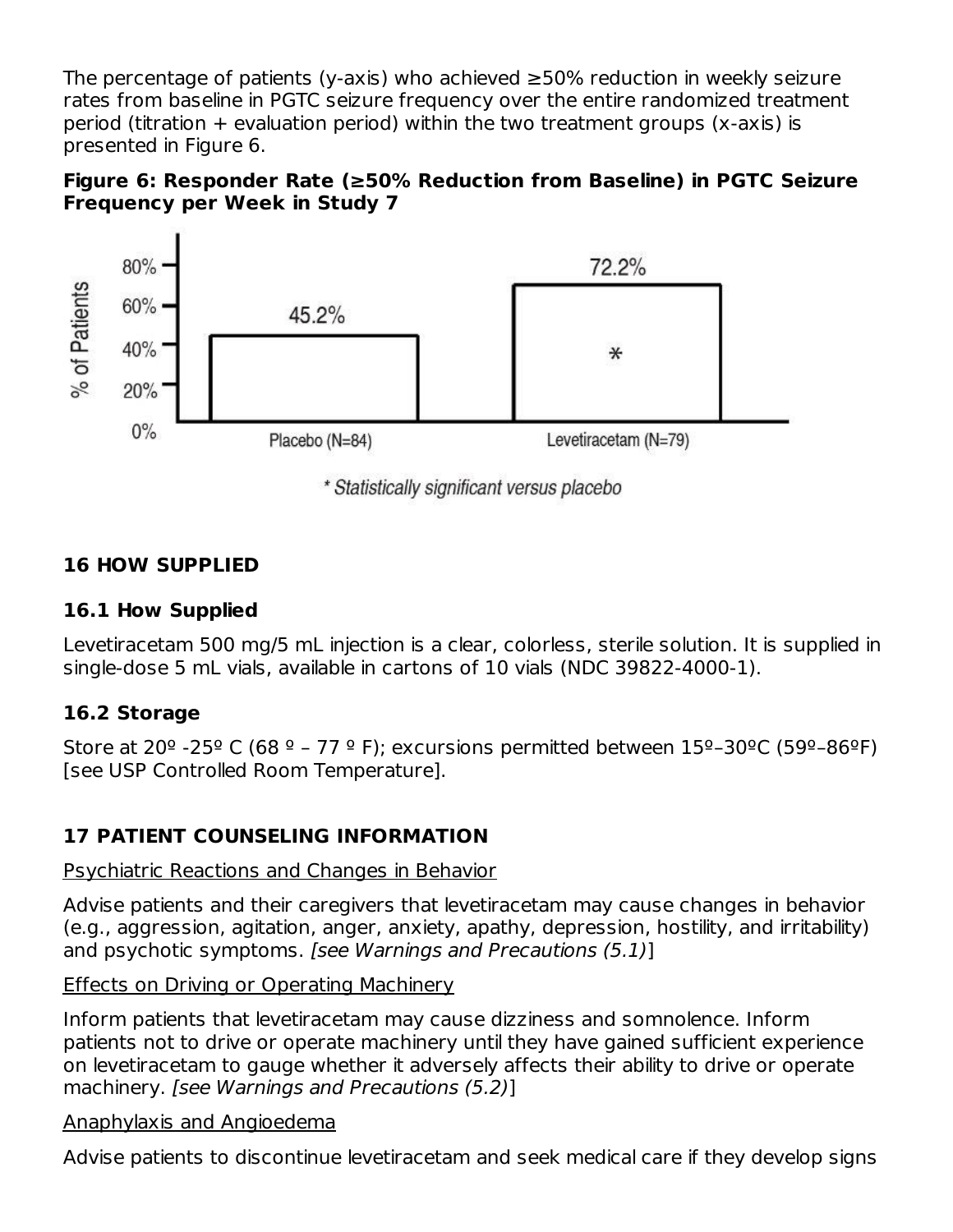The percentage of patients (y-axis) who achieved ≥50% reduction in weekly seizure rates from baseline in PGTC seizure frequency over the entire randomized treatment period (titration + evaluation period) within the two treatment groups (x-axis) is presented in Figure 6.

**Figure 6: Responder Rate (≥50% Reduction from Baseline) in PGTC Seizure Frequency per Week in Study 7**

| | Placebo (N=84) | Levetiracetam (N=79) |
|---|---|---|
| % of Patients | 45.2% | 72.2%* |

*\* Statistically significant versus placebo*

## 16 HOW SUPPLIED

### 16.1 How Supplied

Levetiracetam 500 mg/5 mL injection is a clear, colorless, sterile solution. It is supplied in single-dose 5 mL vials, available in cartons of 10 vials (NDC 39822-4000-1).

### 16.2 Storage

Store at 20º -25º C (68 º – 77 º F); excursions permitted between 15º–30ºC (59º–86ºF) [see USP Controlled Room Temperature].

## 17 PATIENT COUNSELING INFORMATION

Psychiatric Reactions and Changes in Behavior

Advise patients and their caregivers that levetiracetam may cause changes in behavior (e.g., aggression, agitation, anger, anxiety, apathy, depression, hostility, and irritability) and psychotic symptoms. *[see Warnings and Precautions (5.1)]*

Effects on Driving or Operating Machinery

Inform patients that levetiracetam may cause dizziness and somnolence. Inform patients not to drive or operate machinery until they have gained sufficient experience on levetiracetam to gauge whether it adversely affects their ability to drive or operate machinery. *[see Warnings and Precautions (5.2)]*

Anaphylaxis and Angioedema

Advise patients to discontinue levetiracetam and seek medical care if they develop signs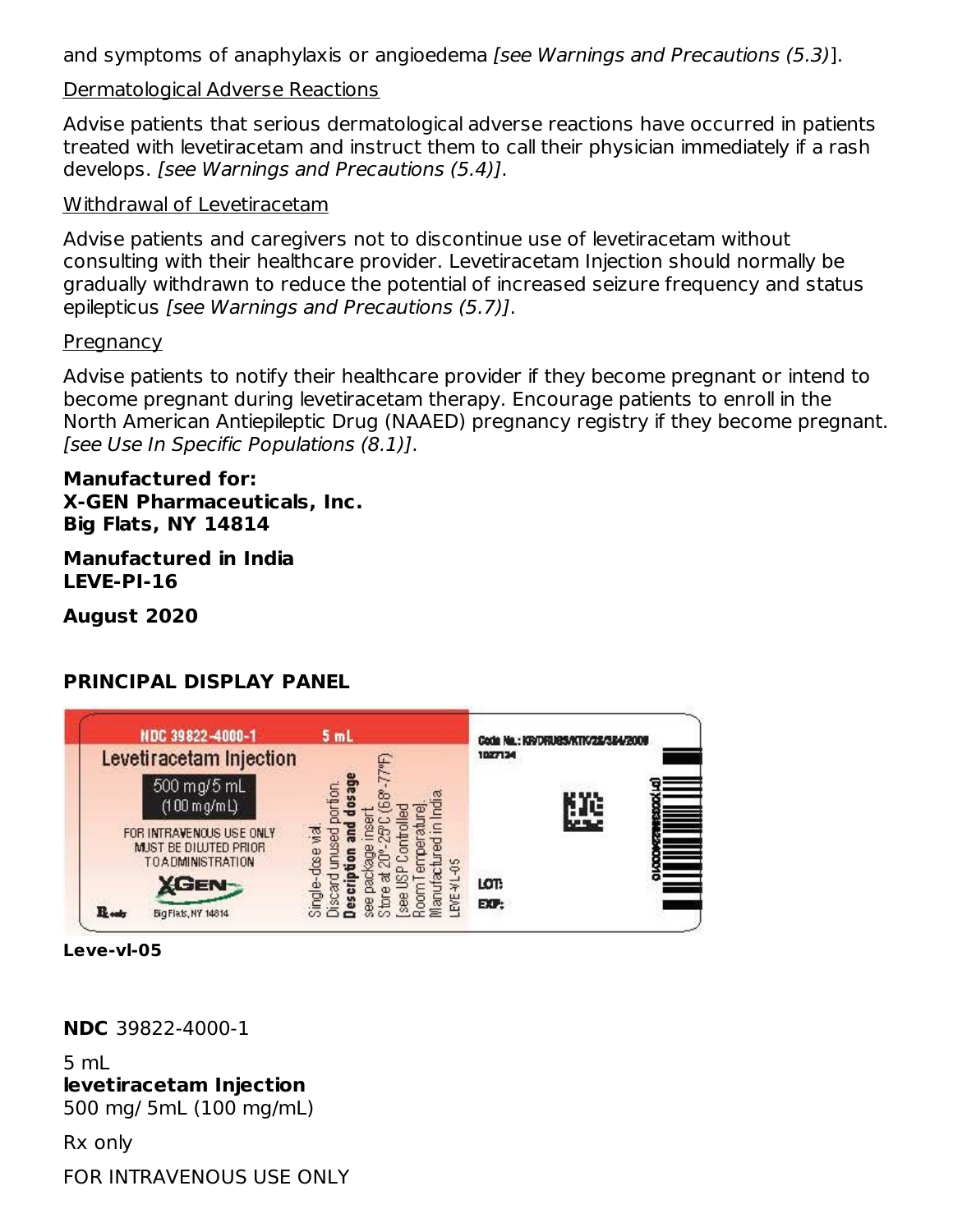and symptoms of anaphylaxis or angioedema *[see Warnings and Precautions (5.3)]*.

Dermatological Adverse Reactions

Advise patients that serious dermatological adverse reactions have occurred in patients treated with levetiracetam and instruct them to call their physician immediately if a rash develops. *[see Warnings and Precautions (5.4)]*.

Withdrawal of Levetiracetam

Advise patients and caregivers not to discontinue use of levetiracetam without consulting with their healthcare provider. Levetiracetam Injection should normally be gradually withdrawn to reduce the potential of increased seizure frequency and status epilepticus *[see Warnings and Precautions (5.7)]*.

Pregnancy

Advise patients to notify their healthcare provider if they become pregnant or intend to become pregnant during levetiracetam therapy. Encourage patients to enroll in the North American Antiepileptic Drug (NAAED) pregnancy registry if they become pregnant. *[see Use In Specific Populations (8.1)]*.

**Manufactured for:**
**X-GEN Pharmaceuticals, Inc.**
**Big Flats, NY 14814**

**Manufactured in India**
**LEVE-PI-16**

**August 2020**

**PRINCIPAL DISPLAY PANEL**

NDC 39822-4000-1
5 mL
Levetiracetam Injection
500 mg/5 mL
(100 mg/mL)
FOR INTRAVENOUS USE ONLY
MUST BE DILUTED PRIOR TO ADMINISTRATION
XGEN
Rx only
Big Flats, NY 14814
Single-dose vial.
Discard unused portion.
Description and dosage see package insert
Store at 20°-25°C (68°-77°F)
[see USP Controlled Room Temperature].
Manufactured in India
LEVE-VL-05
Code No.: KR/DRUGS/KTK/28/384/2008
1027134
LOT:
EXP:

**Leve-vl-05**

**NDC** 39822-4000-1

5 mL
**levetiracetam Injection**
500 mg/ 5mL (100 mg/mL)

Rx only

FOR INTRAVENOUS USE ONLY